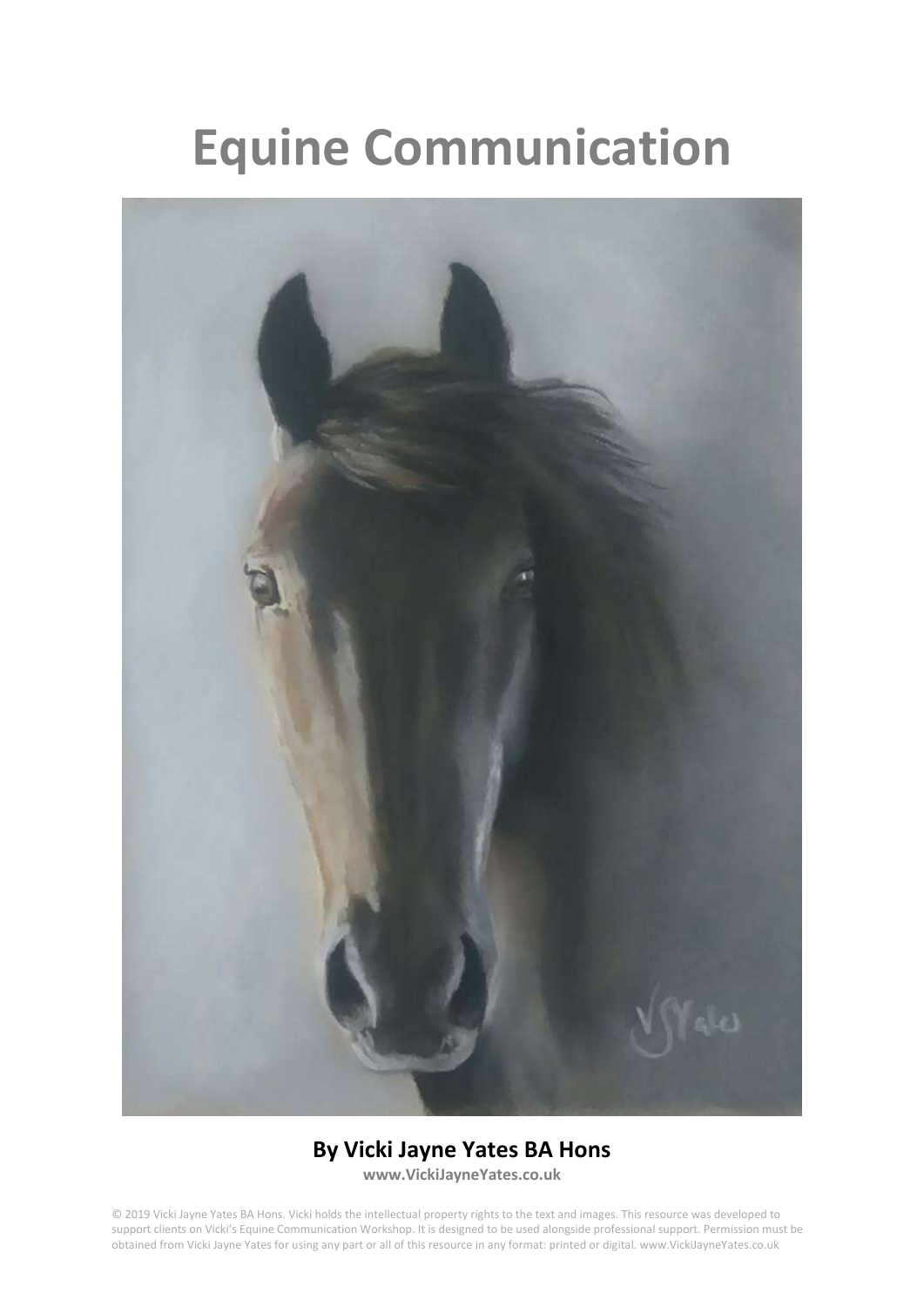# Equine Communication

**By Vicki Jayne Yates BA Hons**

**www.VickiJayneYates.co.uk**

© 2019 Vicki Jayne Yates BA Hons. Vicki holds the intellectual property rights to the text and images. This resource was developed to support clients on Vicki's Equine Communication Workshop. It is designed to be used alongside professional support. Permission must be obtained from Vicki Jayne Yates for using any part or all of this resource in any format: printed or digital. www.VickiJayneYates.co.uk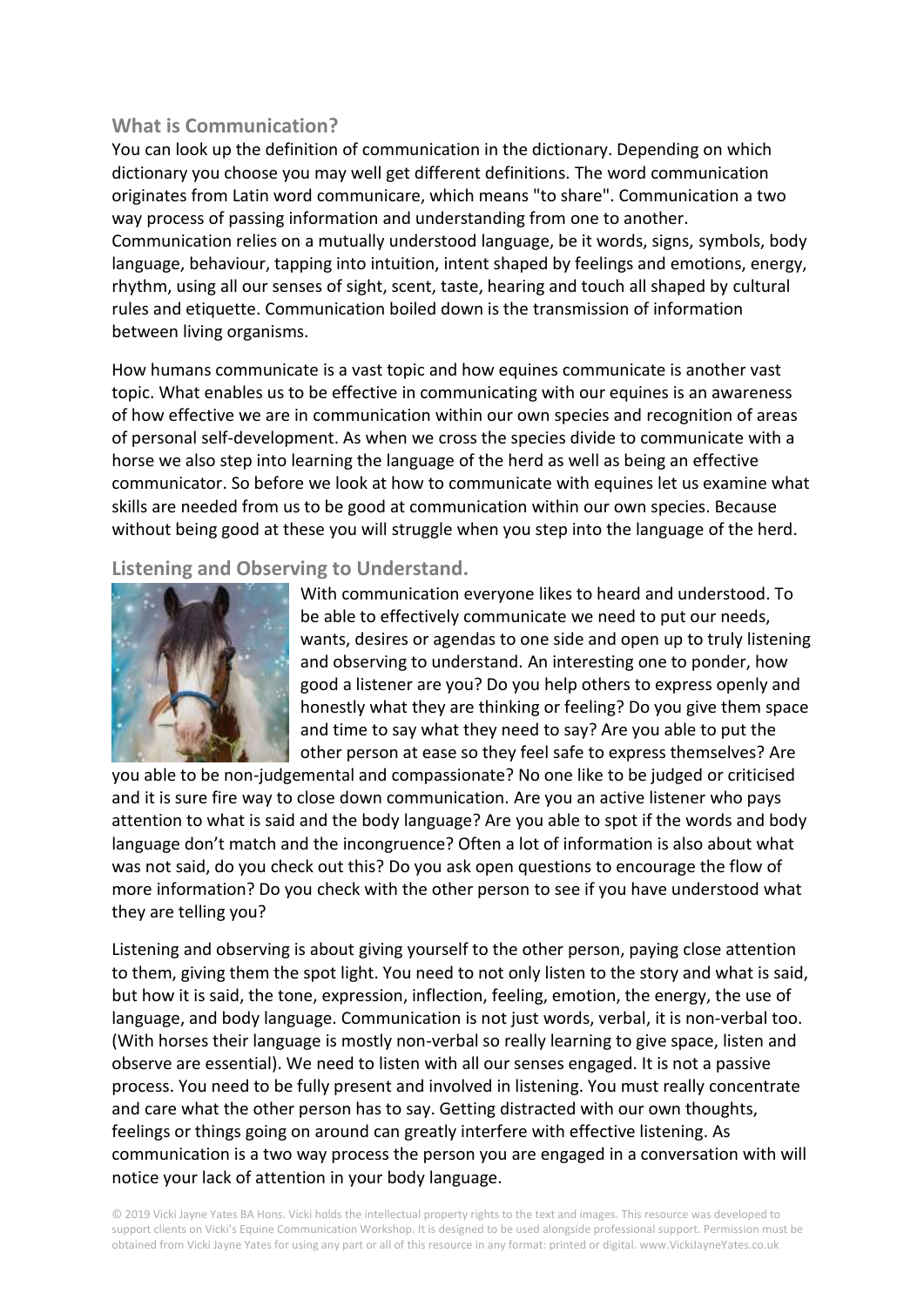## What is Communication?

You can look up the definition of communication in the dictionary. Depending on which dictionary you choose you may well get different definitions. The word communication originates from Latin word communicare, which means "to share". Communication a two way process of passing information and understanding from one to another. Communication relies on a mutually understood language, be it words, signs, symbols, body language, behaviour, tapping into intuition, intent shaped by feelings and emotions, energy, rhythm, using all our senses of sight, scent, taste, hearing and touch all shaped by cultural rules and etiquette. Communication boiled down is the transmission of information between living organisms.

How humans communicate is a vast topic and how equines communicate is another vast topic. What enables us to be effective in communicating with our equines is an awareness of how effective we are in communication within our own species and recognition of areas of personal self-development. As when we cross the species divide to communicate with a horse we also step into learning the language of the herd as well as being an effective communicator. So before we look at how to communicate with equines let us examine what skills are needed from us to be good at communication within our own species. Because without being good at these you will struggle when you step into the language of the herd.

## Listening and Observing to Understand.

With communication everyone likes to heard and understood. To be able to effectively communicate we need to put our needs, wants, desires or agendas to one side and open up to truly listening and observing to understand. An interesting one to ponder, how good a listener are you? Do you help others to express openly and honestly what they are thinking or feeling? Do you give them space and time to say what they need to say? Are you able to put the other person at ease so they feel safe to express themselves? Are you able to be non-judgemental and compassionate? No one like to be judged or criticised and it is sure fire way to close down communication. Are you an active listener who pays attention to what is said and the body language? Are you able to spot if the words and body language don't match and the incongruence? Often a lot of information is also about what was not said, do you check out this? Do you ask open questions to encourage the flow of more information? Do you check with the other person to see if you have understood what they are telling you?

Listening and observing is about giving yourself to the other person, paying close attention to them, giving them the spot light. You need to not only listen to the story and what is said, but how it is said, the tone, expression, inflection, feeling, emotion, the energy, the use of language, and body language. Communication is not just words, verbal, it is non-verbal too. (With horses their language is mostly non-verbal so really learning to give space, listen and observe are essential). We need to listen with all our senses engaged. It is not a passive process. You need to be fully present and involved in listening. You must really concentrate and care what the other person has to say. Getting distracted with our own thoughts, feelings or things going on around can greatly interfere with effective listening. As communication is a two way process the person you are engaged in a conversation with will notice your lack of attention in your body language.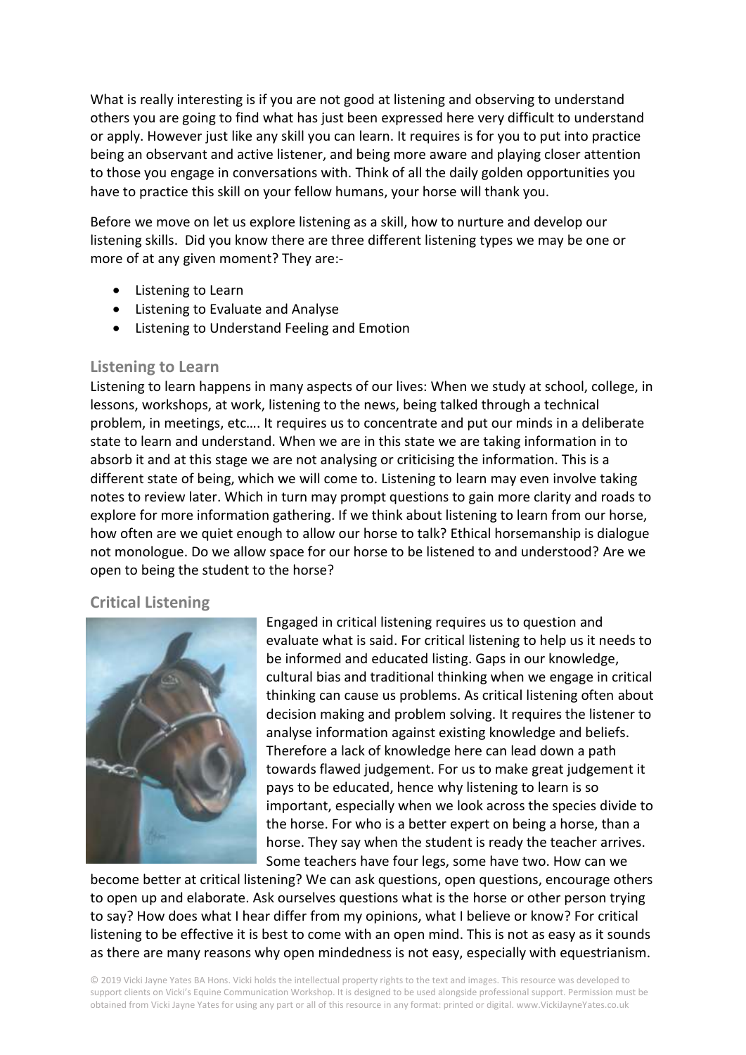What is really interesting is if you are not good at listening and observing to understand others you are going to find what has just been expressed here very difficult to understand or apply. However just like any skill you can learn. It requires is for you to put into practice being an observant and active listener, and being more aware and playing closer attention to those you engage in conversations with. Think of all the daily golden opportunities you have to practice this skill on your fellow humans, your horse will thank you.

Before we move on let us explore listening as a skill, how to nurture and develop our listening skills. Did you know there are three different listening types we may be one or more of at any given moment? They are:-

- Listening to Learn
- Listening to Evaluate and Analyse
- Listening to Understand Feeling and Emotion

### Listening to Learn

Listening to learn happens in many aspects of our lives: When we study at school, college, in lessons, workshops, at work, listening to the news, being talked through a technical problem, in meetings, etc…. It requires us to concentrate and put our minds in a deliberate state to learn and understand. When we are in this state we are taking information in to absorb it and at this stage we are not analysing or criticising the information. This is a different state of being, which we will come to. Listening to learn may even involve taking notes to review later. Which in turn may prompt questions to gain more clarity and roads to explore for more information gathering. If we think about listening to learn from our horse, how often are we quiet enough to allow our horse to talk? Ethical horsemanship is dialogue not monologue. Do we allow space for our horse to be listened to and understood? Are we open to being the student to the horse?

### Critical Listening

Engaged in critical listening requires us to question and evaluate what is said. For critical listening to help us it needs to be informed and educated listing. Gaps in our knowledge, cultural bias and traditional thinking when we engage in critical thinking can cause us problems. As critical listening often about decision making and problem solving. It requires the listener to analyse information against existing knowledge and beliefs. Therefore a lack of knowledge here can lead down a path towards flawed judgement. For us to make great judgement it pays to be educated, hence why listening to learn is so important, especially when we look across the species divide to the horse. For who is a better expert on being a horse, than a horse. They say when the student is ready the teacher arrives. Some teachers have four legs, some have two. How can we become better at critical listening? We can ask questions, open questions, encourage others to open up and elaborate. Ask ourselves questions what is the horse or other person trying to say? How does what I hear differ from my opinions, what I believe or know? For critical listening to be effective it is best to come with an open mind. This is not as easy as it sounds as there are many reasons why open mindedness is not easy, especially with equestrianism.

© 2019 Vicki Jayne Yates BA Hons. Vicki holds the intellectual property rights to the text and images. This resource was developed to support clients on Vicki's Equine Communication Workshop. It is designed to be used alongside professional support. Permission must be obtained from Vicki Jayne Yates for using any part or all of this resource in any format: printed or digital. www.VickiJayneYates.co.uk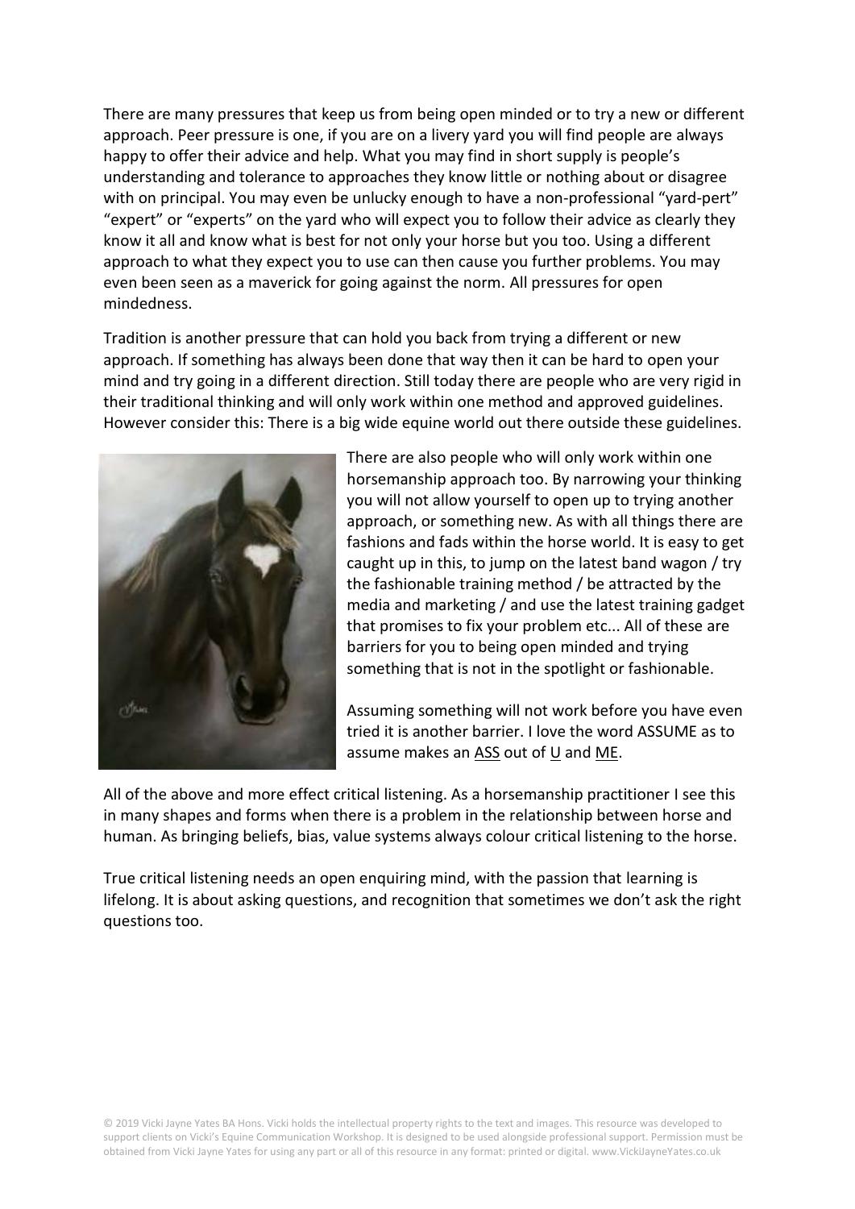There are many pressures that keep us from being open minded or to try a new or different approach. Peer pressure is one, if you are on a livery yard you will find people are always happy to offer their advice and help. What you may find in short supply is people's understanding and tolerance to approaches they know little or nothing about or disagree with on principal. You may even be unlucky enough to have a non-professional "yard-pert" "expert" or "experts" on the yard who will expect you to follow their advice as clearly they know it all and know what is best for not only your horse but you too. Using a different approach to what they expect you to use can then cause you further problems. You may even been seen as a maverick for going against the norm. All pressures for open mindedness.

Tradition is another pressure that can hold you back from trying a different or new approach. If something has always been done that way then it can be hard to open your mind and try going in a different direction. Still today there are people who are very rigid in their traditional thinking and will only work within one method and approved guidelines. However consider this: There is a big wide equine world out there outside these guidelines.

There are also people who will only work within one horsemanship approach too. By narrowing your thinking you will not allow yourself to open up to trying another approach, or something new. As with all things there are fashions and fads within the horse world. It is easy to get caught up in this, to jump on the latest band wagon / try the fashionable training method / be attracted by the media and marketing / and use the latest training gadget that promises to fix your problem etc... All of these are barriers for you to being open minded and trying something that is not in the spotlight or fashionable.

Assuming something will not work before you have even tried it is another barrier. I love the word ASSUME as to assume makes an <u>ASS</u> out of <u>U</u> and <u>ME</u>.

All of the above and more effect critical listening. As a horsemanship practitioner I see this in many shapes and forms when there is a problem in the relationship between horse and human. As bringing beliefs, bias, value systems always colour critical listening to the horse.

True critical listening needs an open enquiring mind, with the passion that learning is lifelong. It is about asking questions, and recognition that sometimes we don't ask the right questions too.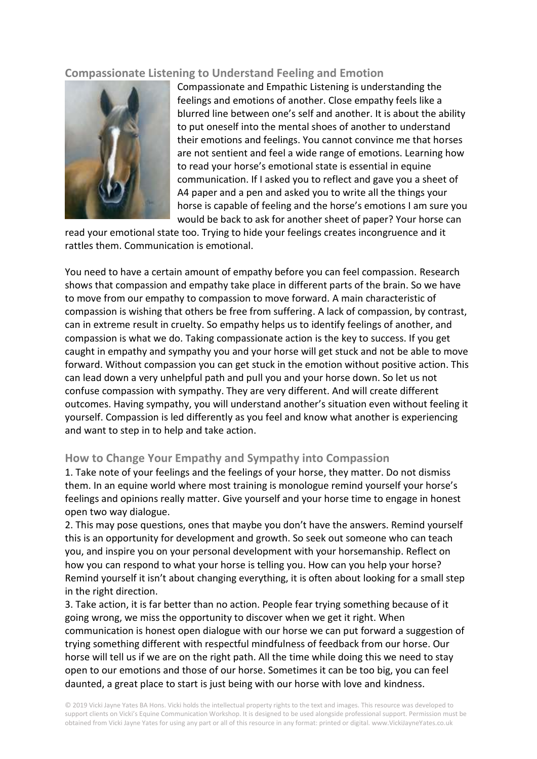## Compassionate Listening to Understand Feeling and Emotion

Compassionate and Empathic Listening is understanding the feelings and emotions of another. Close empathy feels like a blurred line between one's self and another. It is about the ability to put oneself into the mental shoes of another to understand their emotions and feelings. You cannot convince me that horses are not sentient and feel a wide range of emotions. Learning how to read your horse's emotional state is essential in equine communication. If I asked you to reflect and gave you a sheet of A4 paper and a pen and asked you to write all the things your horse is capable of feeling and the horse's emotions I am sure you would be back to ask for another sheet of paper? Your horse can read your emotional state too. Trying to hide your feelings creates incongruence and it rattles them. Communication is emotional.

You need to have a certain amount of empathy before you can feel compassion. Research shows that compassion and empathy take place in different parts of the brain. So we have to move from our empathy to compassion to move forward. A main characteristic of compassion is wishing that others be free from suffering. A lack of compassion, by contrast, can in extreme result in cruelty. So empathy helps us to identify feelings of another, and compassion is what we do. Taking compassionate action is the key to success. If you get caught in empathy and sympathy you and your horse will get stuck and not be able to move forward. Without compassion you can get stuck in the emotion without positive action. This can lead down a very unhelpful path and pull you and your horse down. So let us not confuse compassion with sympathy. They are very different. And will create different outcomes. Having sympathy, you will understand another's situation even without feeling it yourself. Compassion is led differently as you feel and know what another is experiencing and want to step in to help and take action.

## How to Change Your Empathy and Sympathy into Compassion

1. Take note of your feelings and the feelings of your horse, they matter. Do not dismiss them. In an equine world where most training is monologue remind yourself your horse's feelings and opinions really matter. Give yourself and your horse time to engage in honest open two way dialogue.
2. This may pose questions, ones that maybe you don't have the answers. Remind yourself this is an opportunity for development and growth. So seek out someone who can teach you, and inspire you on your personal development with your horsemanship. Reflect on how you can respond to what your horse is telling you. How can you help your horse? Remind yourself it isn't about changing everything, it is often about looking for a small step in the right direction.
3. Take action, it is far better than no action. People fear trying something because of it going wrong, we miss the opportunity to discover when we get it right. When communication is honest open dialogue with our horse we can put forward a suggestion of trying something different with respectful mindfulness of feedback from our horse. Our horse will tell us if we are on the right path. All the time while doing this we need to stay open to our emotions and those of our horse. Sometimes it can be too big, you can feel daunted, a great place to start is just being with our horse with love and kindness.

© 2019 Vicki Jayne Yates BA Hons. Vicki holds the intellectual property rights to the text and images. This resource was developed to support clients on Vicki's Equine Communication Workshop. It is designed to be used alongside professional support. Permission must be obtained from Vicki Jayne Yates for using any part or all of this resource in any format: printed or digital. www.VickiJayneYates.co.uk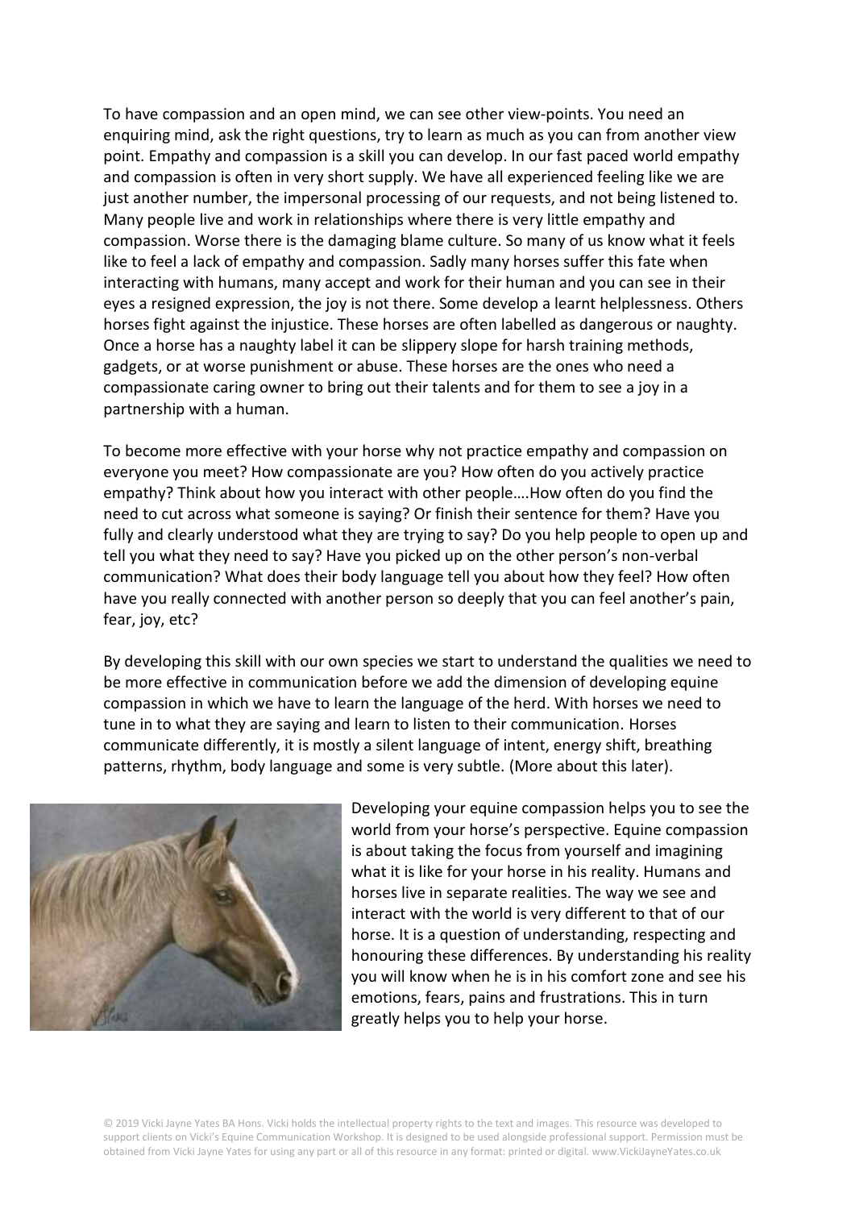To have compassion and an open mind, we can see other view-points. You need an enquiring mind, ask the right questions, try to learn as much as you can from another view point. Empathy and compassion is a skill you can develop. In our fast paced world empathy and compassion is often in very short supply. We have all experienced feeling like we are just another number, the impersonal processing of our requests, and not being listened to. Many people live and work in relationships where there is very little empathy and compassion. Worse there is the damaging blame culture. So many of us know what it feels like to feel a lack of empathy and compassion. Sadly many horses suffer this fate when interacting with humans, many accept and work for their human and you can see in their eyes a resigned expression, the joy is not there. Some develop a learnt helplessness. Others horses fight against the injustice. These horses are often labelled as dangerous or naughty. Once a horse has a naughty label it can be slippery slope for harsh training methods, gadgets, or at worse punishment or abuse. These horses are the ones who need a compassionate caring owner to bring out their talents and for them to see a joy in a partnership with a human.

To become more effective with your horse why not practice empathy and compassion on everyone you meet? How compassionate are you? How often do you actively practice empathy? Think about how you interact with other people….How often do you find the need to cut across what someone is saying? Or finish their sentence for them? Have you fully and clearly understood what they are trying to say? Do you help people to open up and tell you what they need to say? Have you picked up on the other person's non-verbal communication? What does their body language tell you about how they feel? How often have you really connected with another person so deeply that you can feel another's pain, fear, joy, etc?

By developing this skill with our own species we start to understand the qualities we need to be more effective in communication before we add the dimension of developing equine compassion in which we have to learn the language of the herd. With horses we need to tune in to what they are saying and learn to listen to their communication. Horses communicate differently, it is mostly a silent language of intent, energy shift, breathing patterns, rhythm, body language and some is very subtle. (More about this later).

Developing your equine compassion helps you to see the world from your horse's perspective. Equine compassion is about taking the focus from yourself and imagining what it is like for your horse in his reality. Humans and horses live in separate realities. The way we see and interact with the world is very different to that of our horse. It is a question of understanding, respecting and honouring these differences. By understanding his reality you will know when he is in his comfort zone and see his emotions, fears, pains and frustrations. This in turn greatly helps you to help your horse.

© 2019 Vicki Jayne Yates BA Hons. Vicki holds the intellectual property rights to the text and images. This resource was developed to support clients on Vicki's Equine Communication Workshop. It is designed to be used alongside professional support. Permission must be obtained from Vicki Jayne Yates for using any part or all of this resource in any format: printed or digital. www.VickiJayneYates.co.uk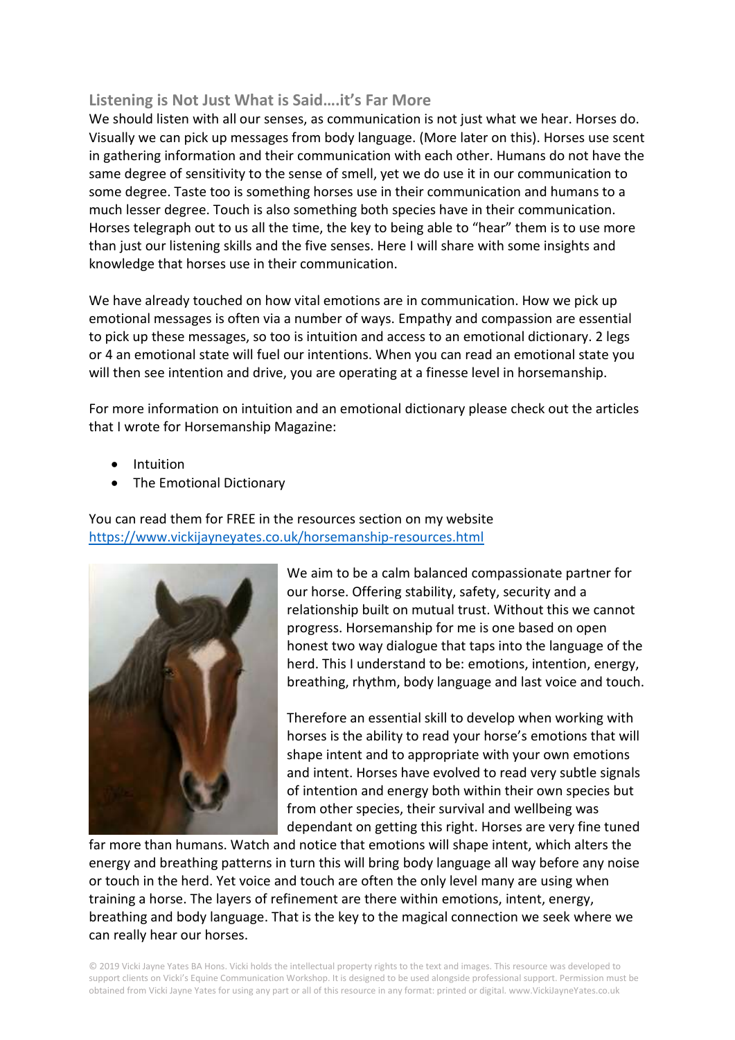## Listening is Not Just What is Said….it's Far More

We should listen with all our senses, as communication is not just what we hear. Horses do. Visually we can pick up messages from body language. (More later on this). Horses use scent in gathering information and their communication with each other. Humans do not have the same degree of sensitivity to the sense of smell, yet we do use it in our communication to some degree. Taste too is something horses use in their communication and humans to a much lesser degree. Touch is also something both species have in their communication. Horses telegraph out to us all the time, the key to being able to "hear" them is to use more than just our listening skills and the five senses. Here I will share with some insights and knowledge that horses use in their communication.

We have already touched on how vital emotions are in communication. How we pick up emotional messages is often via a number of ways. Empathy and compassion are essential to pick up these messages, so too is intuition and access to an emotional dictionary. 2 legs or 4 an emotional state will fuel our intentions. When you can read an emotional state you will then see intention and drive, you are operating at a finesse level in horsemanship.

For more information on intuition and an emotional dictionary please check out the articles that I wrote for Horsemanship Magazine:

- Intuition
- The Emotional Dictionary

You can read them for FREE in the resources section on my website [https://www.vickijayneyates.co.uk/horsemanship-resources.html](https://www.vickijayneyates.co.uk/horsemanship-resources.html)

We aim to be a calm balanced compassionate partner for our horse. Offering stability, safety, security and a relationship built on mutual trust. Without this we cannot progress. Horsemanship for me is one based on open honest two way dialogue that taps into the language of the herd. This I understand to be: emotions, intention, energy, breathing, rhythm, body language and last voice and touch.

Therefore an essential skill to develop when working with horses is the ability to read your horse's emotions that will shape intent and to appropriate with your own emotions and intent. Horses have evolved to read very subtle signals of intention and energy both within their own species but from other species, their survival and wellbeing was dependant on getting this right. Horses are very fine tuned far more than humans. Watch and notice that emotions will shape intent, which alters the energy and breathing patterns in turn this will bring body language all way before any noise or touch in the herd. Yet voice and touch are often the only level many are using when training a horse. The layers of refinement are there within emotions, intent, energy, breathing and body language. That is the key to the magical connection we seek where we can really hear our horses.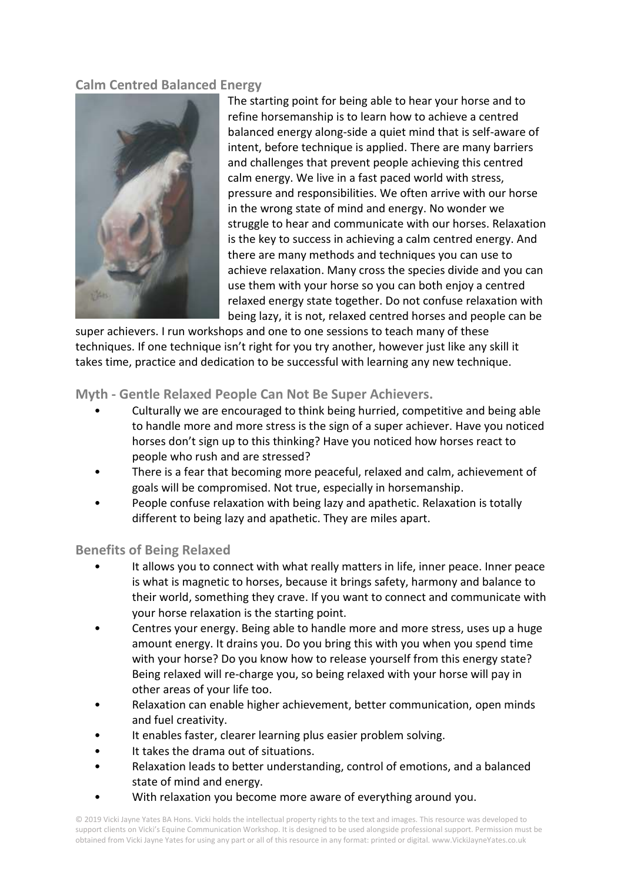## Calm Centred Balanced Energy

The starting point for being able to hear your horse and to refine horsemanship is to learn how to achieve a centred balanced energy along-side a quiet mind that is self-aware of intent, before technique is applied. There are many barriers and challenges that prevent people achieving this centred calm energy. We live in a fast paced world with stress, pressure and responsibilities. We often arrive with our horse in the wrong state of mind and energy. No wonder we struggle to hear and communicate with our horses. Relaxation is the key to success in achieving a calm centred energy. And there are many methods and techniques you can use to achieve relaxation. Many cross the species divide and you can use them with your horse so you can both enjoy a centred relaxed energy state together. Do not confuse relaxation with being lazy, it is not, relaxed centred horses and people can be super achievers. I run workshops and one to one sessions to teach many of these techniques. If one technique isn't right for you try another, however just like any skill it takes time, practice and dedication to be successful with learning any new technique.

## Myth - Gentle Relaxed People Can Not Be Super Achievers.

- Culturally we are encouraged to think being hurried, competitive and being able to handle more and more stress is the sign of a super achiever. Have you noticed horses don't sign up to this thinking? Have you noticed how horses react to people who rush and are stressed?
- There is a fear that becoming more peaceful, relaxed and calm, achievement of goals will be compromised. Not true, especially in horsemanship.
- People confuse relaxation with being lazy and apathetic. Relaxation is totally different to being lazy and apathetic. They are miles apart.

## Benefits of Being Relaxed

- It allows you to connect with what really matters in life, inner peace. Inner peace is what is magnetic to horses, because it brings safety, harmony and balance to their world, something they crave. If you want to connect and communicate with your horse relaxation is the starting point.
- Centres your energy. Being able to handle more and more stress, uses up a huge amount energy. It drains you. Do you bring this with you when you spend time with your horse? Do you know how to release yourself from this energy state? Being relaxed will re-charge you, so being relaxed with your horse will pay in other areas of your life too.
- Relaxation can enable higher achievement, better communication, open minds and fuel creativity.
- It enables faster, clearer learning plus easier problem solving.
- It takes the drama out of situations.
- Relaxation leads to better understanding, control of emotions, and a balanced state of mind and energy.
- With relaxation you become more aware of everything around you.

© 2019 Vicki Jayne Yates BA Hons. Vicki holds the intellectual property rights to the text and images. This resource was developed to support clients on Vicki's Equine Communication Workshop. It is designed to be used alongside professional support. Permission must be obtained from Vicki Jayne Yates for using any part or all of this resource in any format: printed or digital. www.VickiJayneYates.co.uk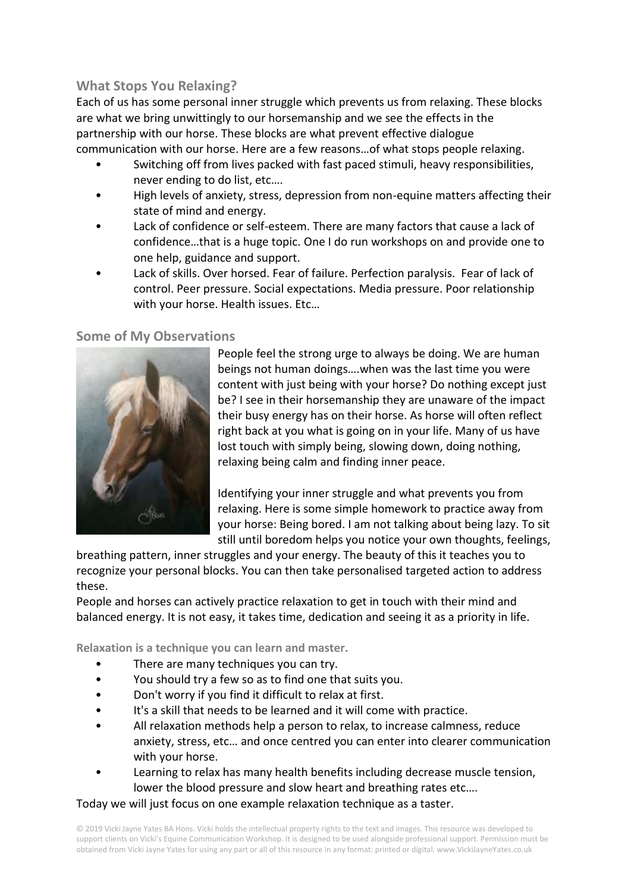## What Stops You Relaxing?

Each of us has some personal inner struggle which prevents us from relaxing. These blocks are what we bring unwittingly to our horsemanship and we see the effects in the partnership with our horse. These blocks are what prevent effective dialogue communication with our horse. Here are a few reasons…of what stops people relaxing.

- Switching off from lives packed with fast paced stimuli, heavy responsibilities, never ending to do list, etc….
- High levels of anxiety, stress, depression from non-equine matters affecting their state of mind and energy.
- Lack of confidence or self-esteem. There are many factors that cause a lack of confidence…that is a huge topic. One I do run workshops on and provide one to one help, guidance and support.
- Lack of skills. Over horsed. Fear of failure. Perfection paralysis. Fear of lack of control. Peer pressure. Social expectations. Media pressure. Poor relationship with your horse. Health issues. Etc…

## Some of My Observations

People feel the strong urge to always be doing. We are human beings not human doings….when was the last time you were content with just being with your horse? Do nothing except just be? I see in their horsemanship they are unaware of the impact their busy energy has on their horse. As horse will often reflect right back at you what is going on in your life. Many of us have lost touch with simply being, slowing down, doing nothing, relaxing being calm and finding inner peace.

Identifying your inner struggle and what prevents you from relaxing. Here is some simple homework to practice away from your horse: Being bored. I am not talking about being lazy. To sit still until boredom helps you notice your own thoughts, feelings, breathing pattern, inner struggles and your energy. The beauty of this it teaches you to recognize your personal blocks. You can then take personalised targeted action to address these.

People and horses can actively practice relaxation to get in touch with their mind and balanced energy. It is not easy, it takes time, dedication and seeing it as a priority in life.

**Relaxation is a technique you can learn and master.**

- There are many techniques you can try.
- You should try a few so as to find one that suits you.
- Don't worry if you find it difficult to relax at first.
- It's a skill that needs to be learned and it will come with practice.
- All relaxation methods help a person to relax, to increase calmness, reduce anxiety, stress, etc… and once centred you can enter into clearer communication with your horse.
- Learning to relax has many health benefits including decrease muscle tension, lower the blood pressure and slow heart and breathing rates etc….

Today we will just focus on one example relaxation technique as a taster.

© 2019 Vicki Jayne Yates BA Hons. Vicki holds the intellectual property rights to the text and images. This resource was developed to support clients on Vicki's Equine Communication Workshop. It is designed to be used alongside professional support. Permission must be obtained from Vicki Jayne Yates for using any part or all of this resource in any format: printed or digital. www.VickiJayneYates.co.uk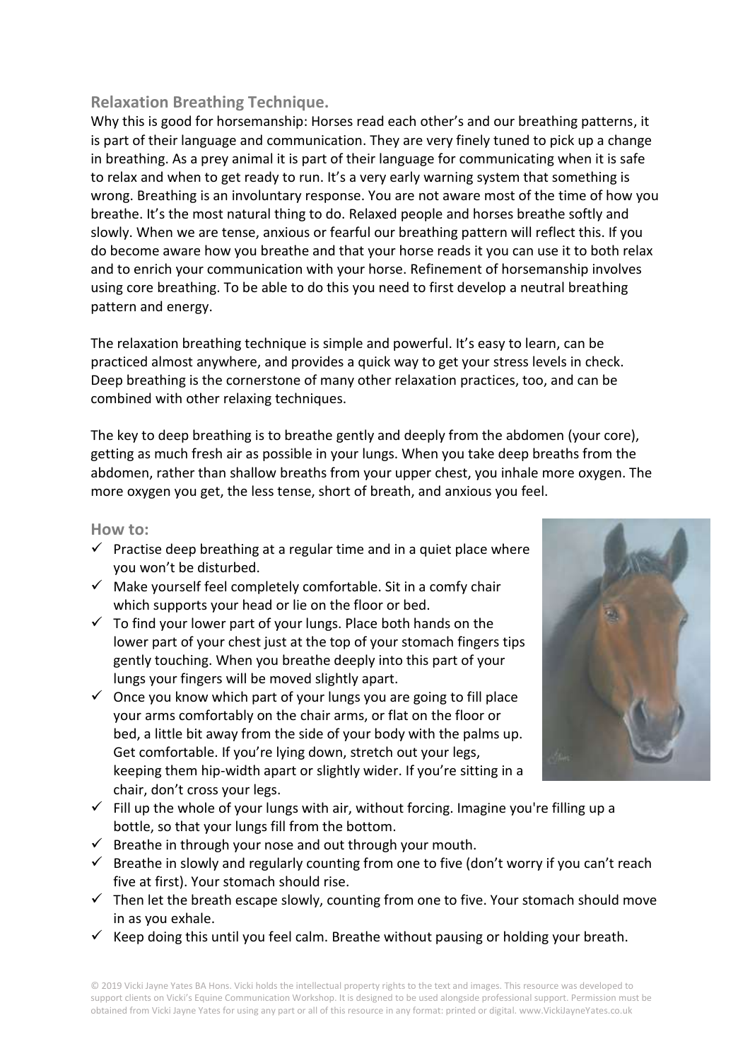## Relaxation Breathing Technique.

Why this is good for horsemanship: Horses read each other's and our breathing patterns, it is part of their language and communication. They are very finely tuned to pick up a change in breathing. As a prey animal it is part of their language for communicating when it is safe to relax and when to get ready to run. It's a very early warning system that something is wrong. Breathing is an involuntary response. You are not aware most of the time of how you breathe. It's the most natural thing to do. Relaxed people and horses breathe softly and slowly. When we are tense, anxious or fearful our breathing pattern will reflect this. If you do become aware how you breathe and that your horse reads it you can use it to both relax and to enrich your communication with your horse. Refinement of horsemanship involves using core breathing. To be able to do this you need to first develop a neutral breathing pattern and energy.

The relaxation breathing technique is simple and powerful. It's easy to learn, can be practiced almost anywhere, and provides a quick way to get your stress levels in check. Deep breathing is the cornerstone of many other relaxation practices, too, and can be combined with other relaxing techniques.

The key to deep breathing is to breathe gently and deeply from the abdomen (your core), getting as much fresh air as possible in your lungs. When you take deep breaths from the abdomen, rather than shallow breaths from your upper chest, you inhale more oxygen. The more oxygen you get, the less tense, short of breath, and anxious you feel.

### How to:

- ✓ Practise deep breathing at a regular time and in a quiet place where you won't be disturbed.
- ✓ Make yourself feel completely comfortable. Sit in a comfy chair which supports your head or lie on the floor or bed.
- ✓ To find your lower part of your lungs. Place both hands on the lower part of your chest just at the top of your stomach fingers tips gently touching. When you breathe deeply into this part of your lungs your fingers will be moved slightly apart.
- ✓ Once you know which part of your lungs you are going to fill place your arms comfortably on the chair arms, or flat on the floor or bed, a little bit away from the side of your body with the palms up. Get comfortable. If you're lying down, stretch out your legs, keeping them hip-width apart or slightly wider. If you're sitting in a chair, don't cross your legs.
- ✓ Fill up the whole of your lungs with air, without forcing. Imagine you're filling up a bottle, so that your lungs fill from the bottom.
- ✓ Breathe in through your nose and out through your mouth.
- ✓ Breathe in slowly and regularly counting from one to five (don't worry if you can't reach five at first). Your stomach should rise.
- ✓ Then let the breath escape slowly, counting from one to five. Your stomach should move in as you exhale.
- ✓ Keep doing this until you feel calm. Breathe without pausing or holding your breath.

© 2019 Vicki Jayne Yates BA Hons. Vicki holds the intellectual property rights to the text and images. This resource was developed to support clients on Vicki's Equine Communication Workshop. It is designed to be used alongside professional support. Permission must be obtained from Vicki Jayne Yates for using any part or all of this resource in any format: printed or digital. www.VickiJayneYates.co.uk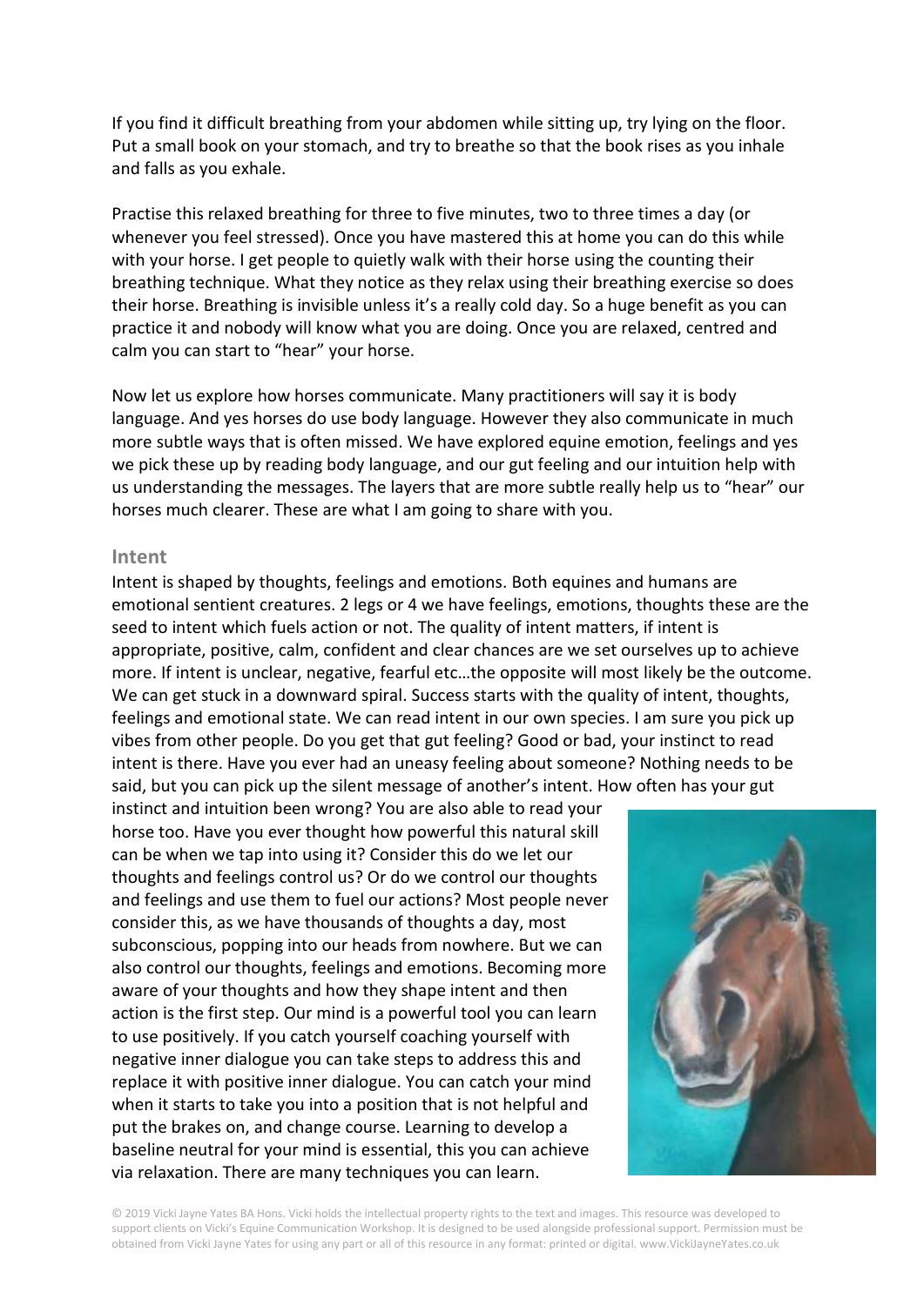If you find it difficult breathing from your abdomen while sitting up, try lying on the floor. Put a small book on your stomach, and try to breathe so that the book rises as you inhale and falls as you exhale.

Practise this relaxed breathing for three to five minutes, two to three times a day (or whenever you feel stressed). Once you have mastered this at home you can do this while with your horse. I get people to quietly walk with their horse using the counting their breathing technique. What they notice as they relax using their breathing exercise so does their horse. Breathing is invisible unless it's a really cold day. So a huge benefit as you can practice it and nobody will know what you are doing. Once you are relaxed, centred and calm you can start to "hear" your horse.

Now let us explore how horses communicate. Many practitioners will say it is body language. And yes horses do use body language. However they also communicate in much more subtle ways that is often missed. We have explored equine emotion, feelings and yes we pick these up by reading body language, and our gut feeling and our intuition help with us understanding the messages. The layers that are more subtle really help us to "hear" our horses much clearer. These are what I am going to share with you.

## Intent

Intent is shaped by thoughts, feelings and emotions. Both equines and humans are emotional sentient creatures. 2 legs or 4 we have feelings, emotions, thoughts these are the seed to intent which fuels action or not. The quality of intent matters, if intent is appropriate, positive, calm, confident and clear chances are we set ourselves up to achieve more. If intent is unclear, negative, fearful etc…the opposite will most likely be the outcome. We can get stuck in a downward spiral. Success starts with the quality of intent, thoughts, feelings and emotional state. We can read intent in our own species. I am sure you pick up vibes from other people. Do you get that gut feeling? Good or bad, your instinct to read intent is there. Have you ever had an uneasy feeling about someone? Nothing needs to be said, but you can pick up the silent message of another's intent. How often has your gut instinct and intuition been wrong? You are also able to read your horse too. Have you ever thought how powerful this natural skill can be when we tap into using it? Consider this do we let our thoughts and feelings control us? Or do we control our thoughts and feelings and use them to fuel our actions? Most people never consider this, as we have thousands of thoughts a day, most subconscious, popping into our heads from nowhere. But we can also control our thoughts, feelings and emotions. Becoming more aware of your thoughts and how they shape intent and then action is the first step. Our mind is a powerful tool you can learn to use positively. If you catch yourself coaching yourself with negative inner dialogue you can take steps to address this and replace it with positive inner dialogue. You can catch your mind when it starts to take you into a position that is not helpful and put the brakes on, and change course. Learning to develop a baseline neutral for your mind is essential, this you can achieve via relaxation. There are many techniques you can learn.

© 2019 Vicki Jayne Yates BA Hons. Vicki holds the intellectual property rights to the text and images. This resource was developed to support clients on Vicki's Equine Communication Workshop. It is designed to be used alongside professional support. Permission must be obtained from Vicki Jayne Yates for using any part or all of this resource in any format: printed or digital. www.VickiJayneYates.co.uk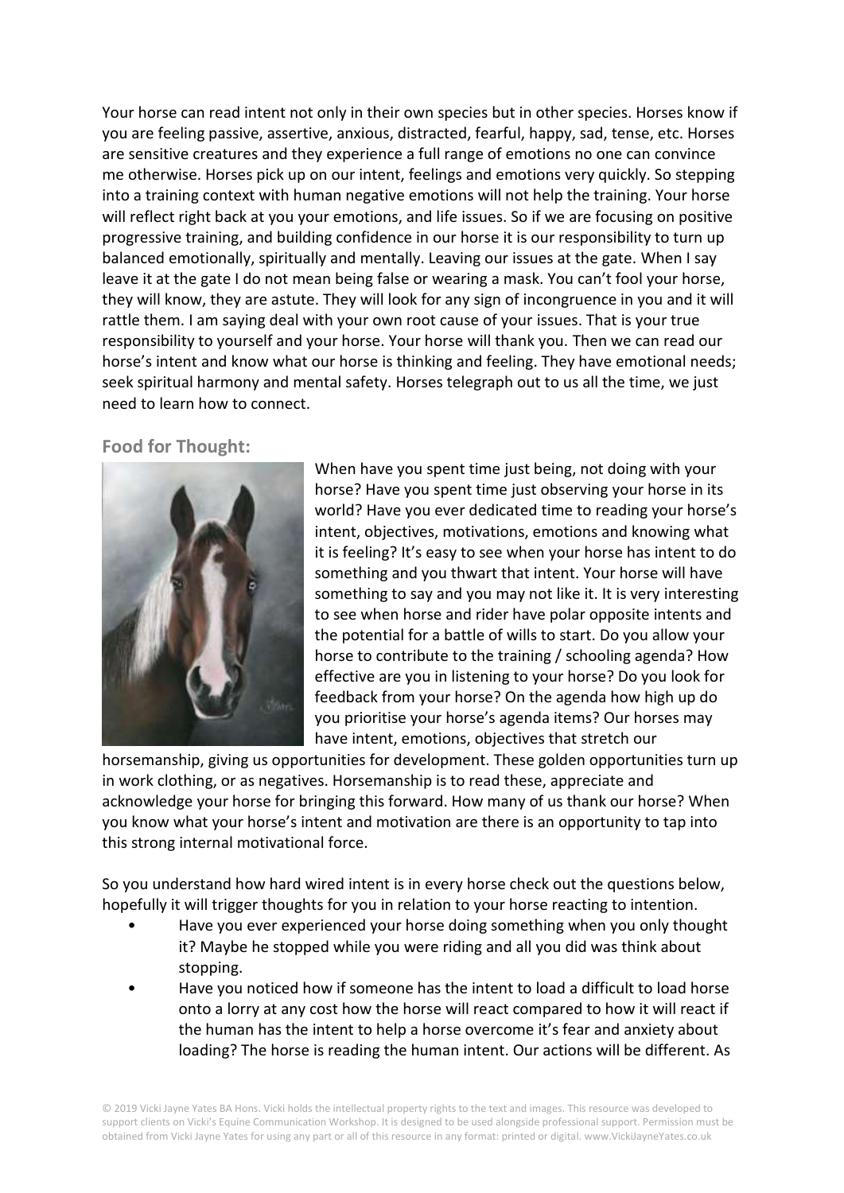Your horse can read intent not only in their own species but in other species. Horses know if you are feeling passive, assertive, anxious, distracted, fearful, happy, sad, tense, etc. Horses are sensitive creatures and they experience a full range of emotions no one can convince me otherwise. Horses pick up on our intent, feelings and emotions very quickly. So stepping into a training context with human negative emotions will not help the training. Your horse will reflect right back at you your emotions, and life issues. So if we are focusing on positive progressive training, and building confidence in our horse it is our responsibility to turn up balanced emotionally, spiritually and mentally. Leaving our issues at the gate. When I say leave it at the gate I do not mean being false or wearing a mask. You can't fool your horse, they will know, they are astute. They will look for any sign of incongruence in you and it will rattle them. I am saying deal with your own root cause of your issues. That is your true responsibility to yourself and your horse. Your horse will thank you. Then we can read our horse's intent and know what our horse is thinking and feeling. They have emotional needs; seek spiritual harmony and mental safety. Horses telegraph out to us all the time, we just need to learn how to connect.

### Food for Thought:

When have you spent time just being, not doing with your horse? Have you spent time just observing your horse in its world? Have you ever dedicated time to reading your horse's intent, objectives, motivations, emotions and knowing what it is feeling? It's easy to see when your horse has intent to do something and you thwart that intent. Your horse will have something to say and you may not like it. It is very interesting to see when horse and rider have polar opposite intents and the potential for a battle of wills to start. Do you allow your horse to contribute to the training / schooling agenda? How effective are you in listening to your horse? Do you look for feedback from your horse? On the agenda how high up do you prioritise your horse's agenda items? Our horses may have intent, emotions, objectives that stretch our horsemanship, giving us opportunities for development. These golden opportunities turn up in work clothing, or as negatives. Horsemanship is to read these, appreciate and acknowledge your horse for bringing this forward. How many of us thank our horse? When you know what your horse's intent and motivation are there is an opportunity to tap into this strong internal motivational force.

So you understand how hard wired intent is in every horse check out the questions below, hopefully it will trigger thoughts for you in relation to your horse reacting to intention.

- Have you ever experienced your horse doing something when you only thought it? Maybe he stopped while you were riding and all you did was think about stopping.
- Have you noticed how if someone has the intent to load a difficult to load horse onto a lorry at any cost how the horse will react compared to how it will react if the human has the intent to help a horse overcome it's fear and anxiety about loading? The horse is reading the human intent. Our actions will be different. As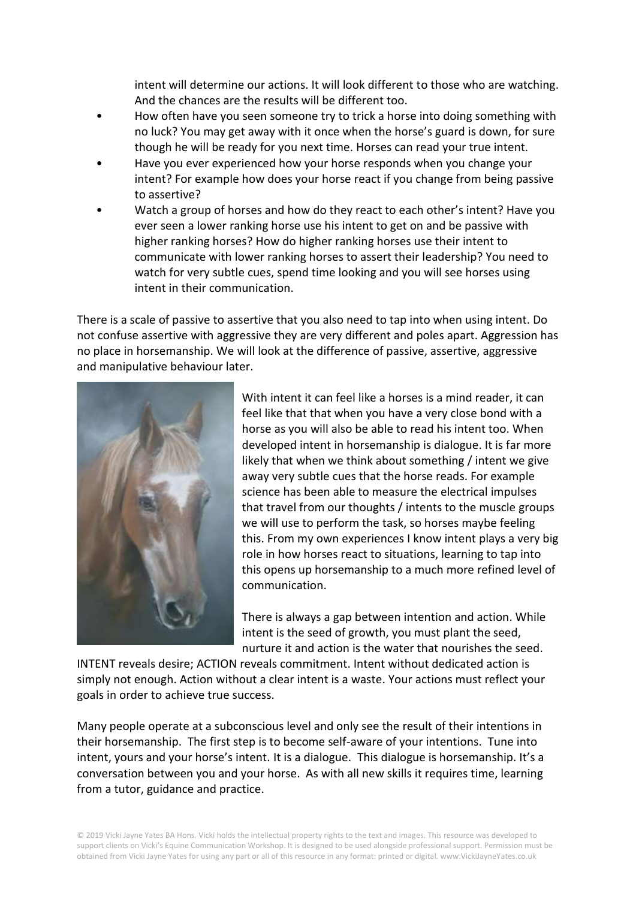intent will determine our actions. It will look different to those who are watching. And the chances are the results will be different too.

- How often have you seen someone try to trick a horse into doing something with no luck? You may get away with it once when the horse's guard is down, for sure though he will be ready for you next time. Horses can read your true intent.
- Have you ever experienced how your horse responds when you change your intent? For example how does your horse react if you change from being passive to assertive?
- Watch a group of horses and how do they react to each other's intent? Have you ever seen a lower ranking horse use his intent to get on and be passive with higher ranking horses? How do higher ranking horses use their intent to communicate with lower ranking horses to assert their leadership? You need to watch for very subtle cues, spend time looking and you will see horses using intent in their communication.

There is a scale of passive to assertive that you also need to tap into when using intent. Do not confuse assertive with aggressive they are very different and poles apart. Aggression has no place in horsemanship. We will look at the difference of passive, assertive, aggressive and manipulative behaviour later.

With intent it can feel like a horses is a mind reader, it can feel like that that when you have a very close bond with a horse as you will also be able to read his intent too. When developed intent in horsemanship is dialogue. It is far more likely that when we think about something / intent we give away very subtle cues that the horse reads. For example science has been able to measure the electrical impulses that travel from our thoughts / intents to the muscle groups we will use to perform the task, so horses maybe feeling this. From my own experiences I know intent plays a very big role in how horses react to situations, learning to tap into this opens up horsemanship to a much more refined level of communication.

There is always a gap between intention and action. While intent is the seed of growth, you must plant the seed, nurture it and action is the water that nourishes the seed. INTENT reveals desire; ACTION reveals commitment. Intent without dedicated action is simply not enough. Action without a clear intent is a waste. Your actions must reflect your goals in order to achieve true success.

Many people operate at a subconscious level and only see the result of their intentions in their horsemanship. The first step is to become self-aware of your intentions. Tune into intent, yours and your horse's intent. It is a dialogue. This dialogue is horsemanship. It's a conversation between you and your horse. As with all new skills it requires time, learning from a tutor, guidance and practice.

© 2019 Vicki Jayne Yates BA Hons. Vicki holds the intellectual property rights to the text and images. This resource was developed to support clients on Vicki's Equine Communication Workshop. It is designed to be used alongside professional support. Permission must be obtained from Vicki Jayne Yates for using any part or all of this resource in any format: printed or digital. www.VickiJayneYates.co.uk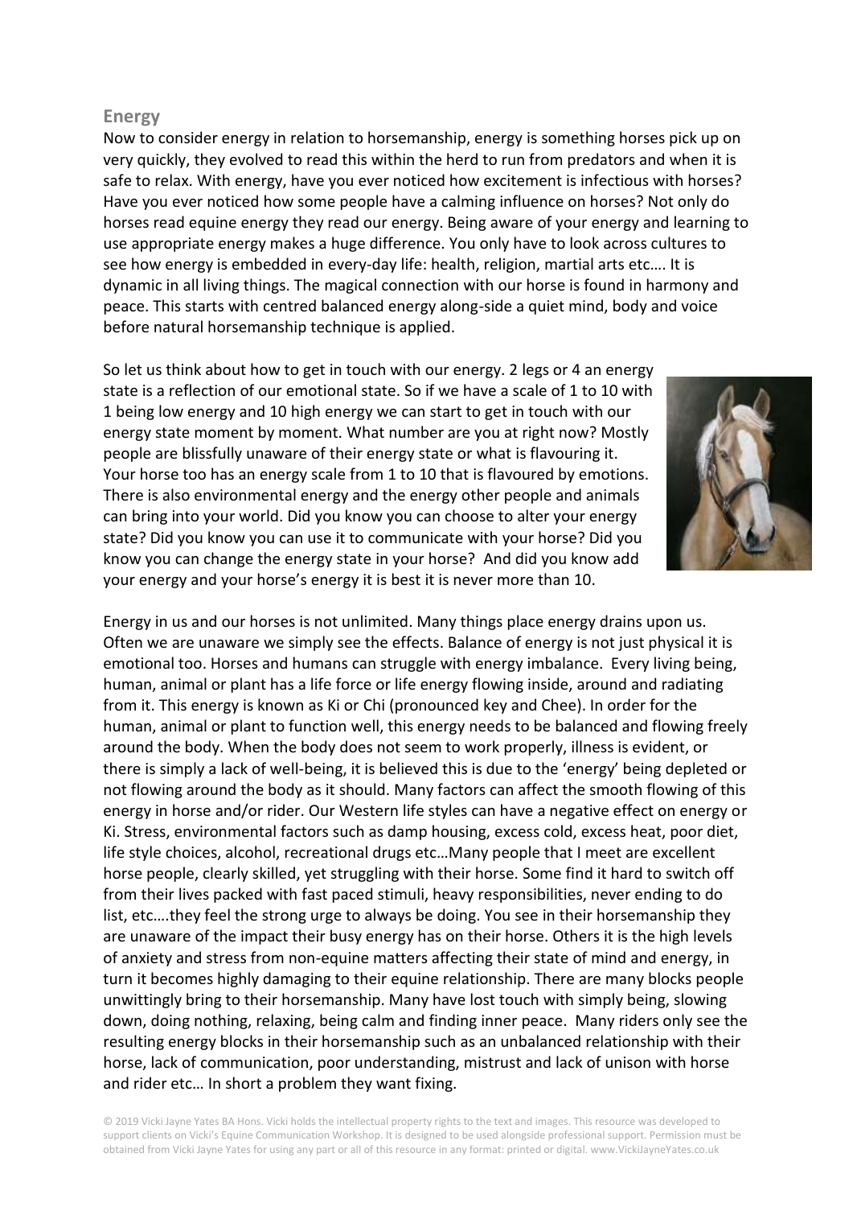## Energy

Now to consider energy in relation to horsemanship, energy is something horses pick up on very quickly, they evolved to read this within the herd to run from predators and when it is safe to relax. With energy, have you ever noticed how excitement is infectious with horses? Have you ever noticed how some people have a calming influence on horses? Not only do horses read equine energy they read our energy. Being aware of your energy and learning to use appropriate energy makes a huge difference. You only have to look across cultures to see how energy is embedded in every-day life: health, religion, martial arts etc…. It is dynamic in all living things. The magical connection with our horse is found in harmony and peace. This starts with centred balanced energy along-side a quiet mind, body and voice before natural horsemanship technique is applied.

So let us think about how to get in touch with our energy. 2 legs or 4 an energy state is a reflection of our emotional state. So if we have a scale of 1 to 10 with 1 being low energy and 10 high energy we can start to get in touch with our energy state moment by moment. What number are you at right now? Mostly people are blissfully unaware of their energy state or what is flavouring it. Your horse too has an energy scale from 1 to 10 that is flavoured by emotions. There is also environmental energy and the energy other people and animals can bring into your world. Did you know you can choose to alter your energy state? Did you know you can use it to communicate with your horse? Did you know you can change the energy state in your horse? And did you know add your energy and your horse's energy it is best it is never more than 10.

Energy in us and our horses is not unlimited. Many things place energy drains upon us. Often we are unaware we simply see the effects. Balance of energy is not just physical it is emotional too. Horses and humans can struggle with energy imbalance. Every living being, human, animal or plant has a life force or life energy flowing inside, around and radiating from it. This energy is known as Ki or Chi (pronounced key and Chee). In order for the human, animal or plant to function well, this energy needs to be balanced and flowing freely around the body. When the body does not seem to work properly, illness is evident, or there is simply a lack of well-being, it is believed this is due to the 'energy' being depleted or not flowing around the body as it should. Many factors can affect the smooth flowing of this energy in horse and/or rider. Our Western life styles can have a negative effect on energy or Ki. Stress, environmental factors such as damp housing, excess cold, excess heat, poor diet, life style choices, alcohol, recreational drugs etc…Many people that I meet are excellent horse people, clearly skilled, yet struggling with their horse. Some find it hard to switch off from their lives packed with fast paced stimuli, heavy responsibilities, never ending to do list, etc….they feel the strong urge to always be doing. You see in their horsemanship they are unaware of the impact their busy energy has on their horse. Others it is the high levels of anxiety and stress from non-equine matters affecting their state of mind and energy, in turn it becomes highly damaging to their equine relationship. There are many blocks people unwittingly bring to their horsemanship. Many have lost touch with simply being, slowing down, doing nothing, relaxing, being calm and finding inner peace. Many riders only see the resulting energy blocks in their horsemanship such as an unbalanced relationship with their horse, lack of communication, poor understanding, mistrust and lack of unison with horse and rider etc… In short a problem they want fixing.

© 2019 Vicki Jayne Yates BA Hons. Vicki holds the intellectual property rights to the text and images. This resource was developed to support clients on Vicki's Equine Communication Workshop. It is designed to be used alongside professional support. Permission must be obtained from Vicki Jayne Yates for using any part or all of this resource in any format: printed or digital. www.VickiJayneYates.co.uk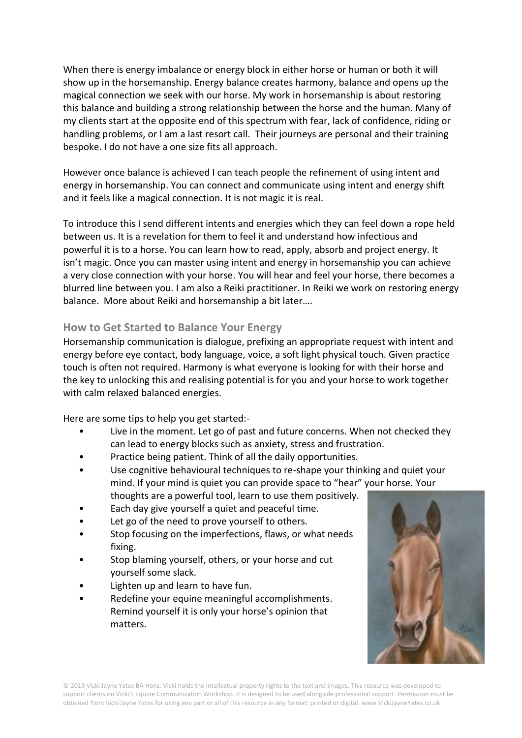When there is energy imbalance or energy block in either horse or human or both it will show up in the horsemanship. Energy balance creates harmony, balance and opens up the magical connection we seek with our horse. My work in horsemanship is about restoring this balance and building a strong relationship between the horse and the human. Many of my clients start at the opposite end of this spectrum with fear, lack of confidence, riding or handling problems, or I am a last resort call. Their journeys are personal and their training bespoke. I do not have a one size fits all approach.

However once balance is achieved I can teach people the refinement of using intent and energy in horsemanship. You can connect and communicate using intent and energy shift and it feels like a magical connection. It is not magic it is real.

To introduce this I send different intents and energies which they can feel down a rope held between us. It is a revelation for them to feel it and understand how infectious and powerful it is to a horse. You can learn how to read, apply, absorb and project energy. It isn't magic. Once you can master using intent and energy in horsemanship you can achieve a very close connection with your horse. You will hear and feel your horse, there becomes a blurred line between you. I am also a Reiki practitioner. In Reiki we work on restoring energy balance. More about Reiki and horsemanship a bit later….

## How to Get Started to Balance Your Energy

Horsemanship communication is dialogue, prefixing an appropriate request with intent and energy before eye contact, body language, voice, a soft light physical touch. Given practice touch is often not required. Harmony is what everyone is looking for with their horse and the key to unlocking this and realising potential is for you and your horse to work together with calm relaxed balanced energies.

Here are some tips to help you get started:-

- Live in the moment. Let go of past and future concerns. When not checked they can lead to energy blocks such as anxiety, stress and frustration.
- Practice being patient. Think of all the daily opportunities.
- Use cognitive behavioural techniques to re-shape your thinking and quiet your mind. If your mind is quiet you can provide space to "hear" your horse. Your thoughts are a powerful tool, learn to use them positively.
- Each day give yourself a quiet and peaceful time.
- Let go of the need to prove yourself to others.
- Stop focusing on the imperfections, flaws, or what needs fixing.
- Stop blaming yourself, others, or your horse and cut yourself some slack.
- Lighten up and learn to have fun.
- Redefine your equine meaningful accomplishments. Remind yourself it is only your horse's opinion that matters.

© 2019 Vicki Jayne Yates BA Hons. Vicki holds the intellectual property rights to the text and images. This resource was developed to support clients on Vicki's Equine Communication Workshop. It is designed to be used alongside professional support. Permission must be obtained from Vicki Jayne Yates for using any part or all of this resource in any format: printed or digital. www.VickiJayneYates.co.uk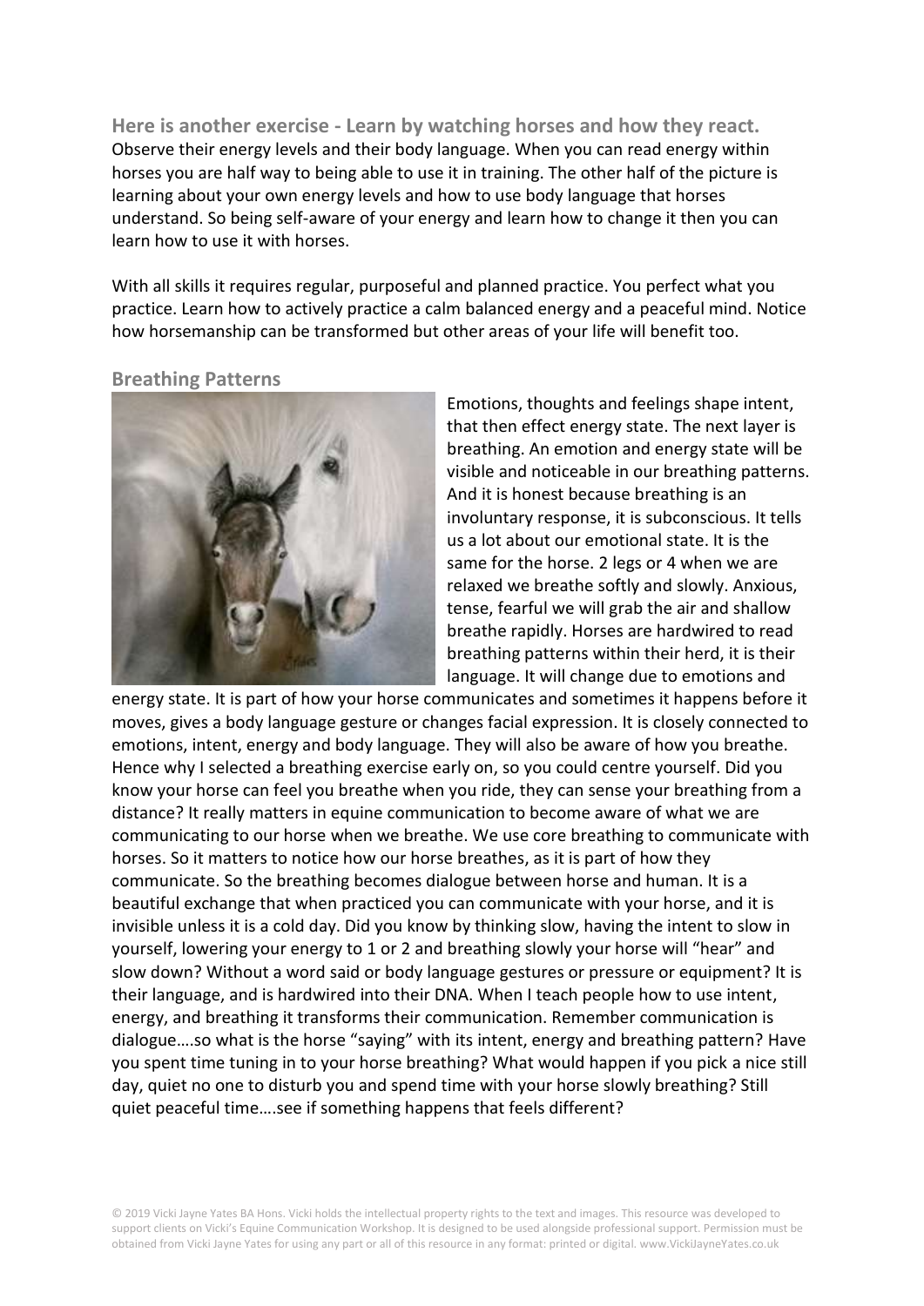## Here is another exercise - Learn by watching horses and how they react.

Observe their energy levels and their body language. When you can read energy within horses you are half way to being able to use it in training. The other half of the picture is learning about your own energy levels and how to use body language that horses understand. So being self-aware of your energy and learn how to change it then you can learn how to use it with horses.

With all skills it requires regular, purposeful and planned practice. You perfect what you practice. Learn how to actively practice a calm balanced energy and a peaceful mind. Notice how horsemanship can be transformed but other areas of your life will benefit too.

### Breathing Patterns

Emotions, thoughts and feelings shape intent, that then effect energy state. The next layer is breathing. An emotion and energy state will be visible and noticeable in our breathing patterns. And it is honest because breathing is an involuntary response, it is subconscious. It tells us a lot about our emotional state. It is the same for the horse. 2 legs or 4 when we are relaxed we breathe softly and slowly. Anxious, tense, fearful we will grab the air and shallow breathe rapidly. Horses are hardwired to read breathing patterns within their herd, it is their language. It will change due to emotions and energy state. It is part of how your horse communicates and sometimes it happens before it moves, gives a body language gesture or changes facial expression. It is closely connected to emotions, intent, energy and body language. They will also be aware of how you breathe. Hence why I selected a breathing exercise early on, so you could centre yourself. Did you know your horse can feel you breathe when you ride, they can sense your breathing from a distance? It really matters in equine communication to become aware of what we are communicating to our horse when we breathe. We use core breathing to communicate with horses. So it matters to notice how our horse breathes, as it is part of how they communicate. So the breathing becomes dialogue between horse and human. It is a beautiful exchange that when practiced you can communicate with your horse, and it is invisible unless it is a cold day. Did you know by thinking slow, having the intent to slow in yourself, lowering your energy to 1 or 2 and breathing slowly your horse will "hear" and slow down? Without a word said or body language gestures or pressure or equipment? It is their language, and is hardwired into their DNA. When I teach people how to use intent, energy, and breathing it transforms their communication. Remember communication is dialogue….so what is the horse "saying" with its intent, energy and breathing pattern? Have you spent time tuning in to your horse breathing? What would happen if you pick a nice still day, quiet no one to disturb you and spend time with your horse slowly breathing? Still quiet peaceful time….see if something happens that feels different?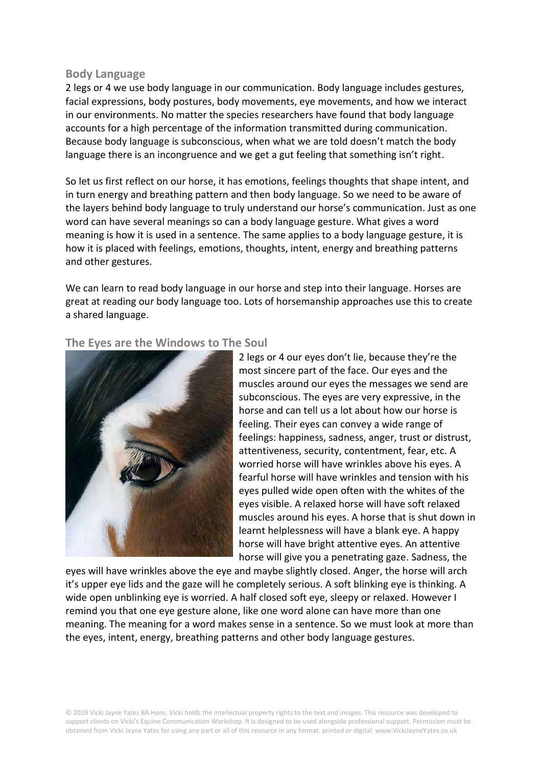## Body Language

2 legs or 4 we use body language in our communication. Body language includes gestures, facial expressions, body postures, body movements, eye movements, and how we interact in our environments. No matter the species researchers have found that body language accounts for a high percentage of the information transmitted during communication. Because body language is subconscious, when what we are told doesn't match the body language there is an incongruence and we get a gut feeling that something isn't right.

So let us first reflect on our horse, it has emotions, feelings thoughts that shape intent, and in turn energy and breathing pattern and then body language. So we need to be aware of the layers behind body language to truly understand our horse's communication. Just as one word can have several meanings so can a body language gesture. What gives a word meaning is how it is used in a sentence. The same applies to a body language gesture, it is how it is placed with feelings, emotions, thoughts, intent, energy and breathing patterns and other gestures.

We can learn to read body language in our horse and step into their language. Horses are great at reading our body language too. Lots of horsemanship approaches use this to create a shared language.

## The Eyes are the Windows to The Soul

2 legs or 4 our eyes don't lie, because they're the most sincere part of the face. Our eyes and the muscles around our eyes the messages we send are subconscious. The eyes are very expressive, in the horse and can tell us a lot about how our horse is feeling. Their eyes can convey a wide range of feelings: happiness, sadness, anger, trust or distrust, attentiveness, security, contentment, fear, etc. A worried horse will have wrinkles above his eyes. A fearful horse will have wrinkles and tension with his eyes pulled wide open often with the whites of the eyes visible. A relaxed horse will have soft relaxed muscles around his eyes. A horse that is shut down in learnt helplessness will have a blank eye. A happy horse will have bright attentive eyes. An attentive horse will give you a penetrating gaze. Sadness, the eyes will have wrinkles above the eye and maybe slightly closed. Anger, the horse will arch it's upper eye lids and the gaze will he completely serious. A soft blinking eye is thinking. A wide open unblinking eye is worried. A half closed soft eye, sleepy or relaxed. However I remind you that one eye gesture alone, like one word alone can have more than one meaning. The meaning for a word makes sense in a sentence. So we must look at more than the eyes, intent, energy, breathing patterns and other body language gestures.

© 2019 Vicki Jayne Yates BA Hons. Vicki holds the intellectual property rights to the text and images. This resource was developed to support clients on Vicki's Equine Communication Workshop. It is designed to be used alongside professional support. Permission must be obtained from Vicki Jayne Yates for using any part or all of this resource in any format: printed or digital. www.VickiJayneYates.co.uk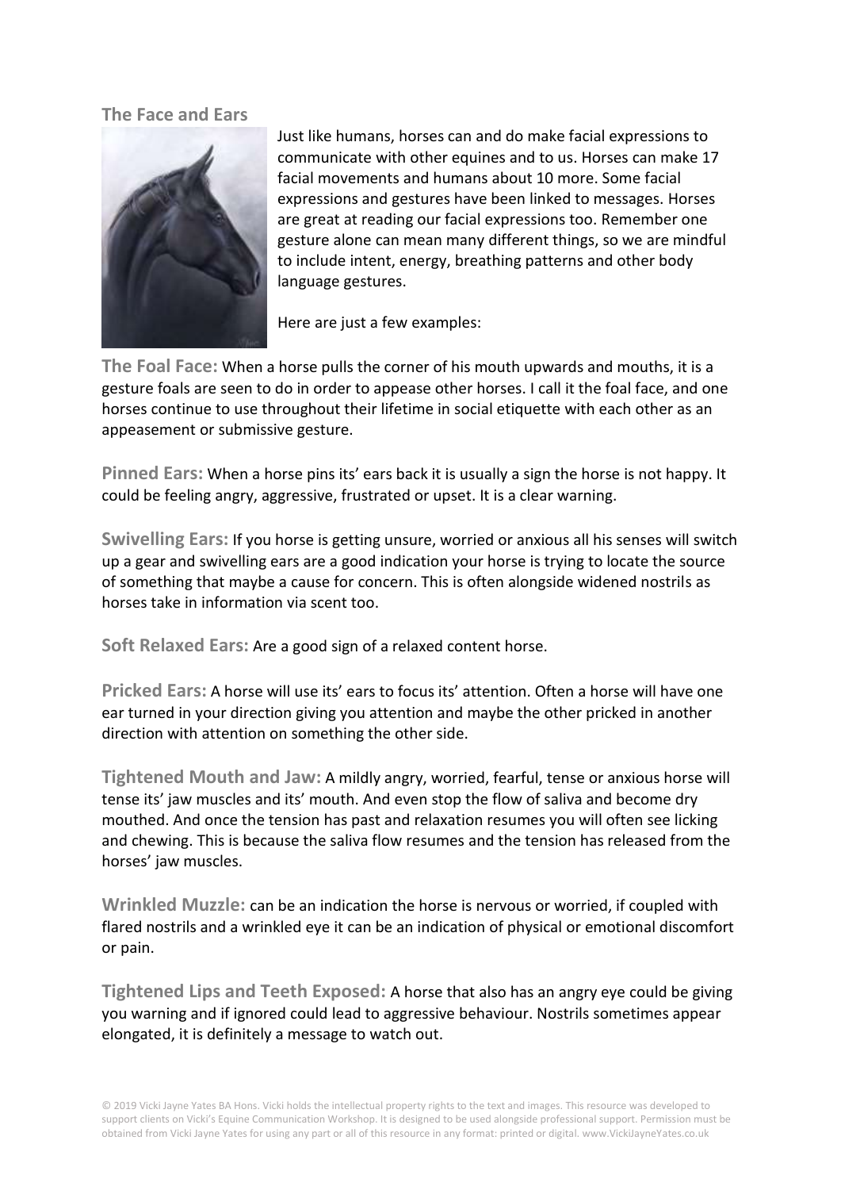## The Face and Ears

Just like humans, horses can and do make facial expressions to communicate with other equines and to us. Horses can make 17 facial movements and humans about 10 more. Some facial expressions and gestures have been linked to messages. Horses are great at reading our facial expressions too. Remember one gesture alone can mean many different things, so we are mindful to include intent, energy, breathing patterns and other body language gestures.

Here are just a few examples:

**The Foal Face:** When a horse pulls the corner of his mouth upwards and mouths, it is a gesture foals are seen to do in order to appease other horses. I call it the foal face, and one horses continue to use throughout their lifetime in social etiquette with each other as an appeasement or submissive gesture.

**Pinned Ears:** When a horse pins its' ears back it is usually a sign the horse is not happy. It could be feeling angry, aggressive, frustrated or upset. It is a clear warning.

**Swivelling Ears:** If you horse is getting unsure, worried or anxious all his senses will switch up a gear and swivelling ears are a good indication your horse is trying to locate the source of something that maybe a cause for concern. This is often alongside widened nostrils as horses take in information via scent too.

**Soft Relaxed Ears:** Are a good sign of a relaxed content horse.

**Pricked Ears:** A horse will use its' ears to focus its' attention. Often a horse will have one ear turned in your direction giving you attention and maybe the other pricked in another direction with attention on something the other side.

**Tightened Mouth and Jaw:** A mildly angry, worried, fearful, tense or anxious horse will tense its' jaw muscles and its' mouth. And even stop the flow of saliva and become dry mouthed. And once the tension has past and relaxation resumes you will often see licking and chewing. This is because the saliva flow resumes and the tension has released from the horses' jaw muscles.

**Wrinkled Muzzle:** can be an indication the horse is nervous or worried, if coupled with flared nostrils and a wrinkled eye it can be an indication of physical or emotional discomfort or pain.

**Tightened Lips and Teeth Exposed:** A horse that also has an angry eye could be giving you warning and if ignored could lead to aggressive behaviour. Nostrils sometimes appear elongated, it is definitely a message to watch out.

© 2019 Vicki Jayne Yates BA Hons. Vicki holds the intellectual property rights to the text and images. This resource was developed to support clients on Vicki's Equine Communication Workshop. It is designed to be used alongside professional support. Permission must be obtained from Vicki Jayne Yates for using any part or all of this resource in any format: printed or digital. www.VickiJayneYates.co.uk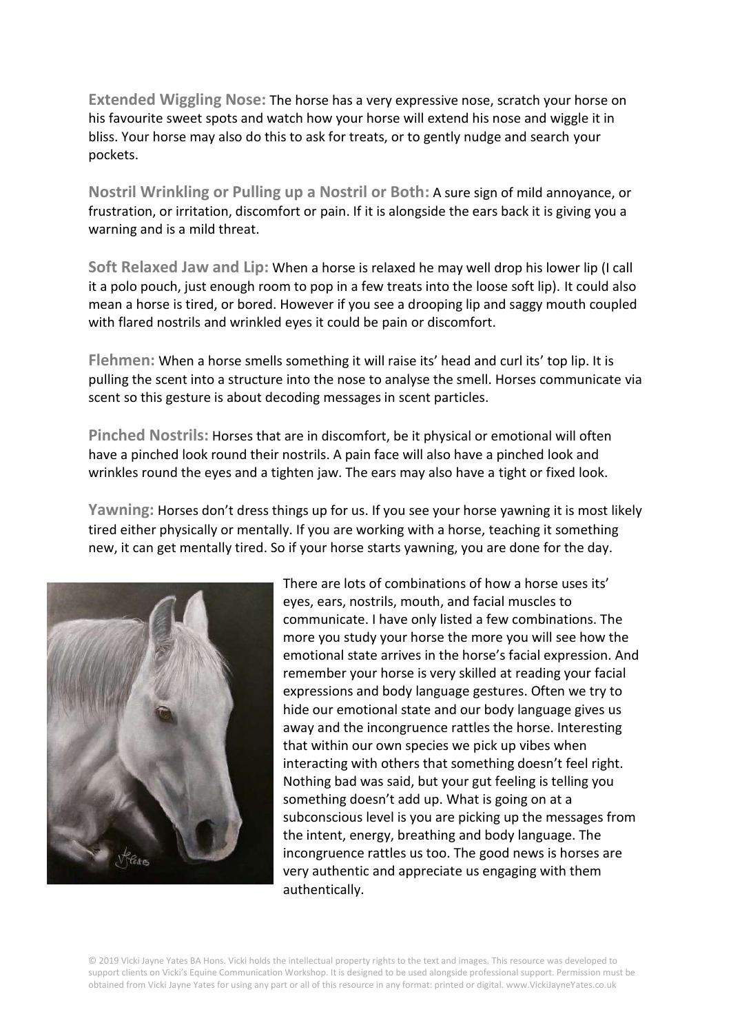**Extended Wiggling Nose:** The horse has a very expressive nose, scratch your horse on his favourite sweet spots and watch how your horse will extend his nose and wiggle it in bliss. Your horse may also do this to ask for treats, or to gently nudge and search your pockets.

**Nostril Wrinkling or Pulling up a Nostril or Both:** A sure sign of mild annoyance, or frustration, or irritation, discomfort or pain. If it is alongside the ears back it is giving you a warning and is a mild threat.

**Soft Relaxed Jaw and Lip:** When a horse is relaxed he may well drop his lower lip (I call it a polo pouch, just enough room to pop in a few treats into the loose soft lip). It could also mean a horse is tired, or bored. However if you see a drooping lip and saggy mouth coupled with flared nostrils and wrinkled eyes it could be pain or discomfort.

**Flehmen:** When a horse smells something it will raise its' head and curl its' top lip. It is pulling the scent into a structure into the nose to analyse the smell. Horses communicate via scent so this gesture is about decoding messages in scent particles.

**Pinched Nostrils:** Horses that are in discomfort, be it physical or emotional will often have a pinched look round their nostrils. A pain face will also have a pinched look and wrinkles round the eyes and a tighten jaw. The ears may also have a tight or fixed look.

**Yawning:** Horses don't dress things up for us. If you see your horse yawning it is most likely tired either physically or mentally. If you are working with a horse, teaching it something new, it can get mentally tired. So if your horse starts yawning, you are done for the day.

There are lots of combinations of how a horse uses its' eyes, ears, nostrils, mouth, and facial muscles to communicate. I have only listed a few combinations. The more you study your horse the more you will see how the emotional state arrives in the horse's facial expression. And remember your horse is very skilled at reading your facial expressions and body language gestures. Often we try to hide our emotional state and our body language gives us away and the incongruence rattles the horse. Interesting that within our own species we pick up vibes when interacting with others that something doesn't feel right. Nothing bad was said, but your gut feeling is telling you something doesn't add up. What is going on at a subconscious level is you are picking up the messages from the intent, energy, breathing and body language. The incongruence rattles us too. The good news is horses are very authentic and appreciate us engaging with them authentically.

© 2019 Vicki Jayne Yates BA Hons. Vicki holds the intellectual property rights to the text and images. This resource was developed to support clients on Vicki's Equine Communication Workshop. It is designed to be used alongside professional support. Permission must be obtained from Vicki Jayne Yates for using any part or all of this resource in any format: printed or digital. www.VickiJayneYates.co.uk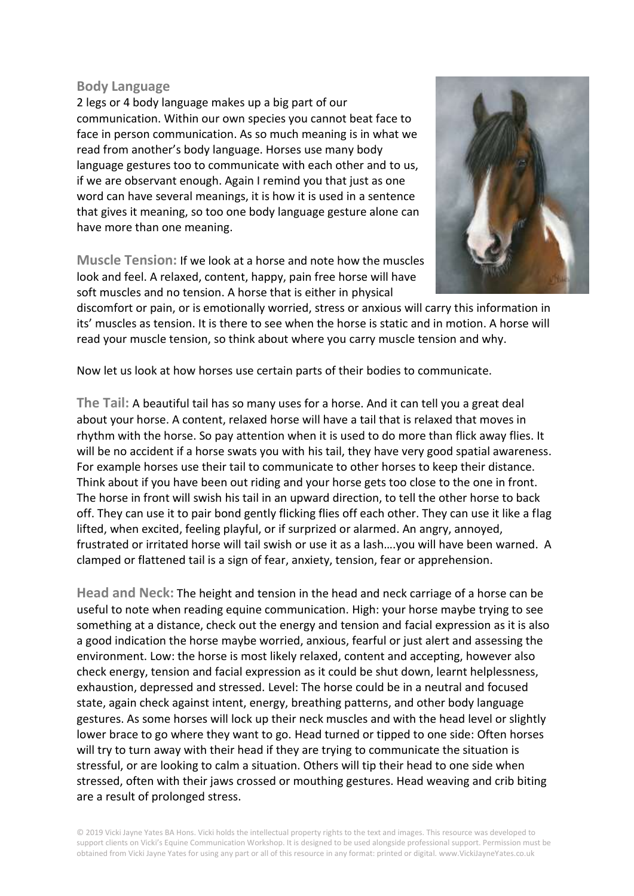## Body Language

2 legs or 4 body language makes up a big part of our communication. Within our own species you cannot beat face to face in person communication. As so much meaning is in what we read from another's body language. Horses use many body language gestures too to communicate with each other and to us, if we are observant enough. Again I remind you that just as one word can have several meanings, it is how it is used in a sentence that gives it meaning, so too one body language gesture alone can have more than one meaning.

**Muscle Tension:** If we look at a horse and note how the muscles look and feel. A relaxed, content, happy, pain free horse will have soft muscles and no tension. A horse that is either in physical discomfort or pain, or is emotionally worried, stress or anxious will carry this information in its' muscles as tension. It is there to see when the horse is static and in motion. A horse will read your muscle tension, so think about where you carry muscle tension and why.

Now let us look at how horses use certain parts of their bodies to communicate.

**The Tail:** A beautiful tail has so many uses for a horse. And it can tell you a great deal about your horse. A content, relaxed horse will have a tail that is relaxed that moves in rhythm with the horse. So pay attention when it is used to do more than flick away flies. It will be no accident if a horse swats you with his tail, they have very good spatial awareness. For example horses use their tail to communicate to other horses to keep their distance. Think about if you have been out riding and your horse gets too close to the one in front. The horse in front will swish his tail in an upward direction, to tell the other horse to back off. They can use it to pair bond gently flicking flies off each other. They can use it like a flag lifted, when excited, feeling playful, or if surprized or alarmed. An angry, annoyed, frustrated or irritated horse will tail swish or use it as a lash….you will have been warned. A clamped or flattened tail is a sign of fear, anxiety, tension, fear or apprehension.

**Head and Neck:** The height and tension in the head and neck carriage of a horse can be useful to note when reading equine communication. High: your horse maybe trying to see something at a distance, check out the energy and tension and facial expression as it is also a good indication the horse maybe worried, anxious, fearful or just alert and assessing the environment. Low: the horse is most likely relaxed, content and accepting, however also check energy, tension and facial expression as it could be shut down, learnt helplessness, exhaustion, depressed and stressed. Level: The horse could be in a neutral and focused state, again check against intent, energy, breathing patterns, and other body language gestures. As some horses will lock up their neck muscles and with the head level or slightly lower brace to go where they want to go. Head turned or tipped to one side: Often horses will try to turn away with their head if they are trying to communicate the situation is stressful, or are looking to calm a situation. Others will tip their head to one side when stressed, often with their jaws crossed or mouthing gestures. Head weaving and crib biting are a result of prolonged stress.

© 2019 Vicki Jayne Yates BA Hons. Vicki holds the intellectual property rights to the text and images. This resource was developed to support clients on Vicki's Equine Communication Workshop. It is designed to be used alongside professional support. Permission must be obtained from Vicki Jayne Yates for using any part or all of this resource in any format: printed or digital. www.VickiJayneYates.co.uk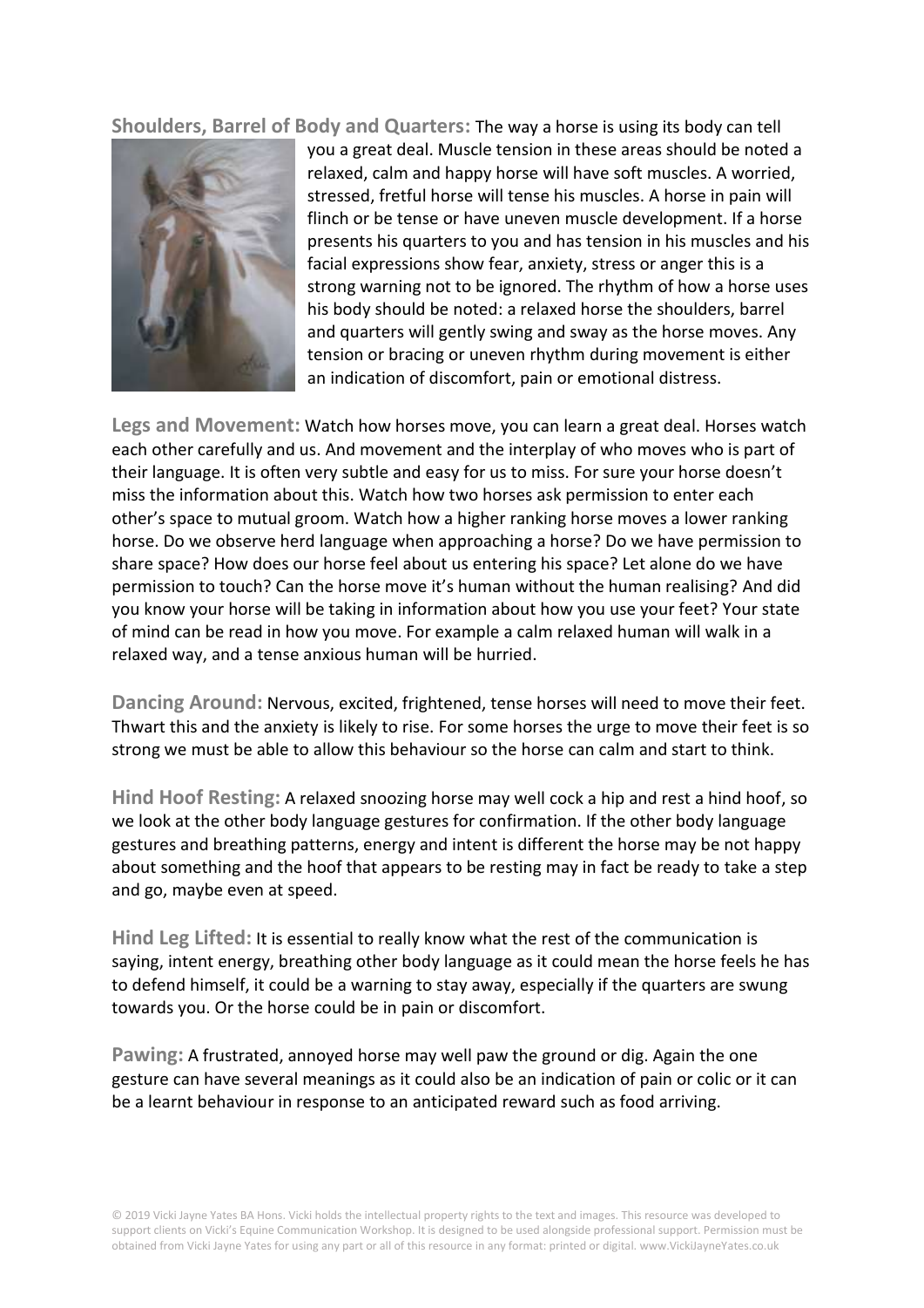**Shoulders, Barrel of Body and Quarters:** The way a horse is using its body can tell you a great deal. Muscle tension in these areas should be noted a relaxed, calm and happy horse will have soft muscles. A worried, stressed, fretful horse will tense his muscles. A horse in pain will flinch or be tense or have uneven muscle development. If a horse presents his quarters to you and has tension in his muscles and his facial expressions show fear, anxiety, stress or anger this is a strong warning not to be ignored. The rhythm of how a horse uses his body should be noted: a relaxed horse the shoulders, barrel and quarters will gently swing and sway as the horse moves. Any tension or bracing or uneven rhythm during movement is either an indication of discomfort, pain or emotional distress.

**Legs and Movement:** Watch how horses move, you can learn a great deal. Horses watch each other carefully and us. And movement and the interplay of who moves who is part of their language. It is often very subtle and easy for us to miss. For sure your horse doesn't miss the information about this. Watch how two horses ask permission to enter each other's space to mutual groom. Watch how a higher ranking horse moves a lower ranking horse. Do we observe herd language when approaching a horse? Do we have permission to share space? How does our horse feel about us entering his space? Let alone do we have permission to touch? Can the horse move it's human without the human realising? And did you know your horse will be taking in information about how you use your feet? Your state of mind can be read in how you move. For example a calm relaxed human will walk in a relaxed way, and a tense anxious human will be hurried.

**Dancing Around:** Nervous, excited, frightened, tense horses will need to move their feet. Thwart this and the anxiety is likely to rise. For some horses the urge to move their feet is so strong we must be able to allow this behaviour so the horse can calm and start to think.

**Hind Hoof Resting:** A relaxed snoozing horse may well cock a hip and rest a hind hoof, so we look at the other body language gestures for confirmation. If the other body language gestures and breathing patterns, energy and intent is different the horse may be not happy about something and the hoof that appears to be resting may in fact be ready to take a step and go, maybe even at speed.

**Hind Leg Lifted:** It is essential to really know what the rest of the communication is saying, intent energy, breathing other body language as it could mean the horse feels he has to defend himself, it could be a warning to stay away, especially if the quarters are swung towards you. Or the horse could be in pain or discomfort.

**Pawing:** A frustrated, annoyed horse may well paw the ground or dig. Again the one gesture can have several meanings as it could also be an indication of pain or colic or it can be a learnt behaviour in response to an anticipated reward such as food arriving.

© 2019 Vicki Jayne Yates BA Hons. Vicki holds the intellectual property rights to the text and images. This resource was developed to support clients on Vicki's Equine Communication Workshop. It is designed to be used alongside professional support. Permission must be obtained from Vicki Jayne Yates for using any part or all of this resource in any format: printed or digital. www.VickiJayneYates.co.uk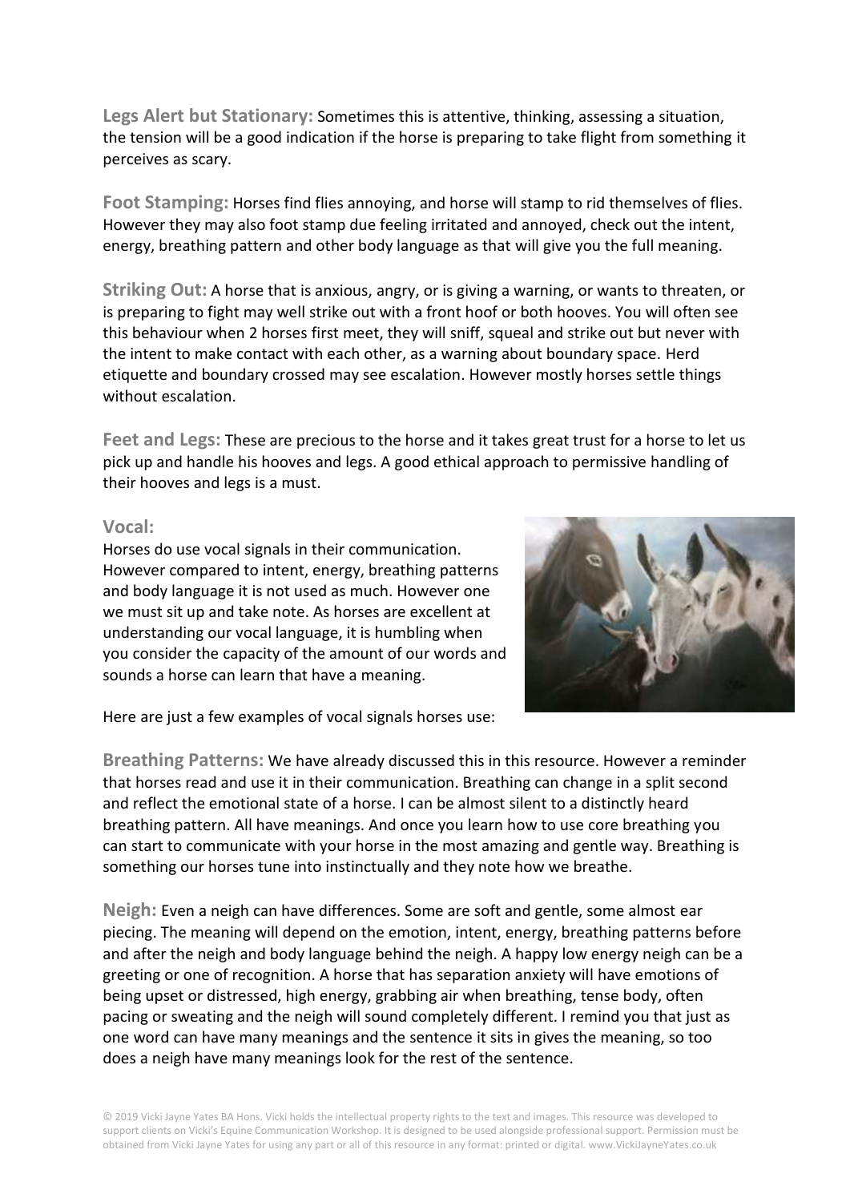**Legs Alert but Stationary:** Sometimes this is attentive, thinking, assessing a situation, the tension will be a good indication if the horse is preparing to take flight from something it perceives as scary.

**Foot Stamping:** Horses find flies annoying, and horse will stamp to rid themselves of flies. However they may also foot stamp due feeling irritated and annoyed, check out the intent, energy, breathing pattern and other body language as that will give you the full meaning.

**Striking Out:** A horse that is anxious, angry, or is giving a warning, or wants to threaten, or is preparing to fight may well strike out with a front hoof or both hooves. You will often see this behaviour when 2 horses first meet, they will sniff, squeal and strike out but never with the intent to make contact with each other, as a warning about boundary space. Herd etiquette and boundary crossed may see escalation. However mostly horses settle things without escalation.

**Feet and Legs:** These are precious to the horse and it takes great trust for a horse to let us pick up and handle his hooves and legs. A good ethical approach to permissive handling of their hooves and legs is a must.

## Vocal:

Horses do use vocal signals in their communication. However compared to intent, energy, breathing patterns and body language it is not used as much. However one we must sit up and take note. As horses are excellent at understanding our vocal language, it is humbling when you consider the capacity of the amount of our words and sounds a horse can learn that have a meaning.

Here are just a few examples of vocal signals horses use:

**Breathing Patterns:** We have already discussed this in this resource. However a reminder that horses read and use it in their communication. Breathing can change in a split second and reflect the emotional state of a horse. I can be almost silent to a distinctly heard breathing pattern. All have meanings. And once you learn how to use core breathing you can start to communicate with your horse in the most amazing and gentle way. Breathing is something our horses tune into instinctually and they note how we breathe.

**Neigh:** Even a neigh can have differences. Some are soft and gentle, some almost ear piecing. The meaning will depend on the emotion, intent, energy, breathing patterns before and after the neigh and body language behind the neigh. A happy low energy neigh can be a greeting or one of recognition. A horse that has separation anxiety will have emotions of being upset or distressed, high energy, grabbing air when breathing, tense body, often pacing or sweating and the neigh will sound completely different. I remind you that just as one word can have many meanings and the sentence it sits in gives the meaning, so too does a neigh have many meanings look for the rest of the sentence.

© 2019 Vicki Jayne Yates BA Hons. Vicki holds the intellectual property rights to the text and images. This resource was developed to support clients on Vicki's Equine Communication Workshop. It is designed to be used alongside professional support. Permission must be obtained from Vicki Jayne Yates for using any part or all of this resource in any format: printed or digital. www.VickiJayneYates.co.uk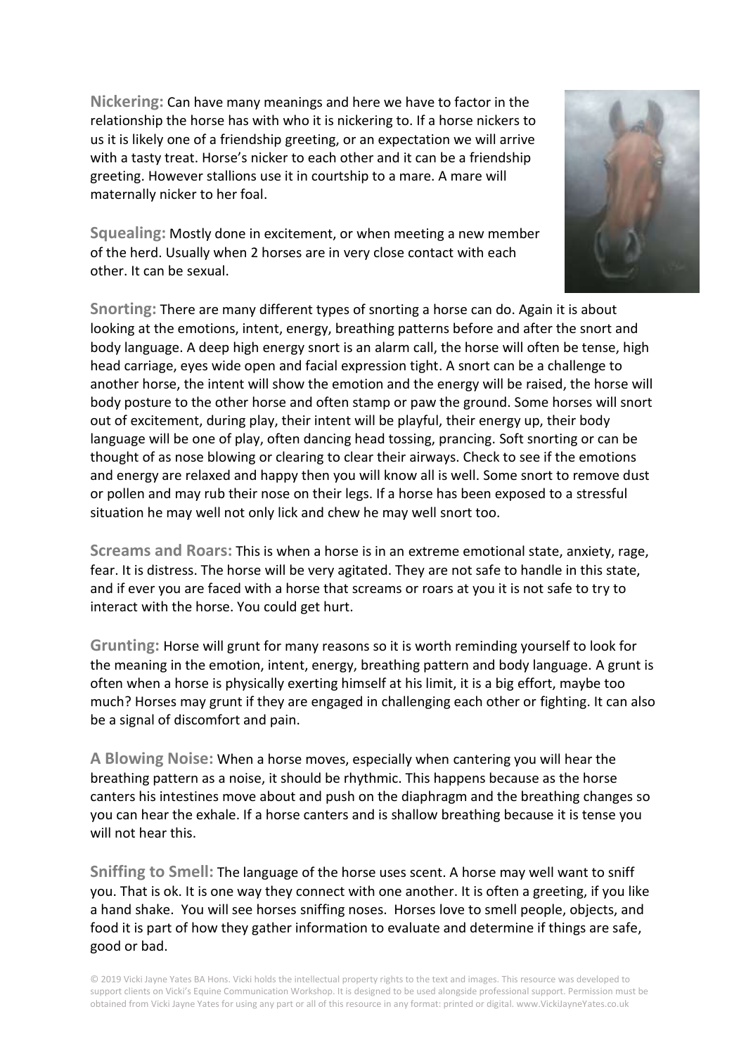**Nickering:** Can have many meanings and here we have to factor in the relationship the horse has with who it is nickering to. If a horse nickers to us it is likely one of a friendship greeting, or an expectation we will arrive with a tasty treat. Horse's nicker to each other and it can be a friendship greeting. However stallions use it in courtship to a mare. A mare will maternally nicker to her foal.

**Squealing:** Mostly done in excitement, or when meeting a new member of the herd. Usually when 2 horses are in very close contact with each other. It can be sexual.

**Snorting:** There are many different types of snorting a horse can do. Again it is about looking at the emotions, intent, energy, breathing patterns before and after the snort and body language. A deep high energy snort is an alarm call, the horse will often be tense, high head carriage, eyes wide open and facial expression tight. A snort can be a challenge to another horse, the intent will show the emotion and the energy will be raised, the horse will body posture to the other horse and often stamp or paw the ground. Some horses will snort out of excitement, during play, their intent will be playful, their energy up, their body language will be one of play, often dancing head tossing, prancing. Soft snorting or can be thought of as nose blowing or clearing to clear their airways. Check to see if the emotions and energy are relaxed and happy then you will know all is well. Some snort to remove dust or pollen and may rub their nose on their legs. If a horse has been exposed to a stressful situation he may well not only lick and chew he may well snort too.

**Screams and Roars:** This is when a horse is in an extreme emotional state, anxiety, rage, fear. It is distress. The horse will be very agitated. They are not safe to handle in this state, and if ever you are faced with a horse that screams or roars at you it is not safe to try to interact with the horse. You could get hurt.

**Grunting:** Horse will grunt for many reasons so it is worth reminding yourself to look for the meaning in the emotion, intent, energy, breathing pattern and body language. A grunt is often when a horse is physically exerting himself at his limit, it is a big effort, maybe too much? Horses may grunt if they are engaged in challenging each other or fighting. It can also be a signal of discomfort and pain.

**A Blowing Noise:** When a horse moves, especially when cantering you will hear the breathing pattern as a noise, it should be rhythmic. This happens because as the horse canters his intestines move about and push on the diaphragm and the breathing changes so you can hear the exhale. If a horse canters and is shallow breathing because it is tense you will not hear this.

**Sniffing to Smell:** The language of the horse uses scent. A horse may well want to sniff you. That is ok. It is one way they connect with one another. It is often a greeting, if you like a hand shake. You will see horses sniffing noses. Horses love to smell people, objects, and food it is part of how they gather information to evaluate and determine if things are safe, good or bad.

© 2019 Vicki Jayne Yates BA Hons. Vicki holds the intellectual property rights to the text and images. This resource was developed to support clients on Vicki's Equine Communication Workshop. It is designed to be used alongside professional support. Permission must be obtained from Vicki Jayne Yates for using any part or all of this resource in any format: printed or digital. www.VickiJayneYates.co.uk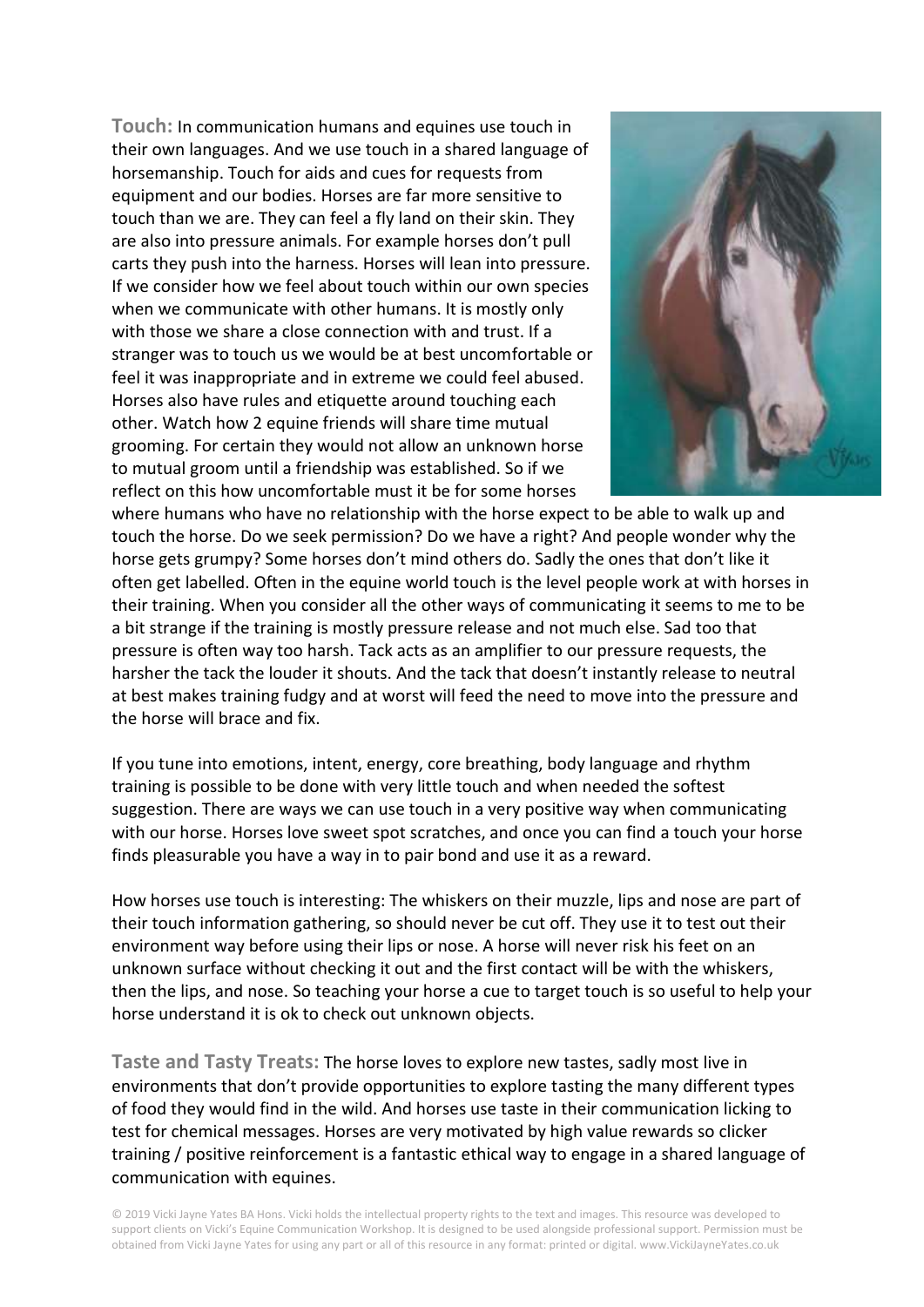**Touch:** In communication humans and equines use touch in their own languages. And we use touch in a shared language of horsemanship. Touch for aids and cues for requests from equipment and our bodies. Horses are far more sensitive to touch than we are. They can feel a fly land on their skin. They are also into pressure animals. For example horses don't pull carts they push into the harness. Horses will lean into pressure. If we consider how we feel about touch within our own species when we communicate with other humans. It is mostly only with those we share a close connection with and trust. If a stranger was to touch us we would be at best uncomfortable or feel it was inappropriate and in extreme we could feel abused. Horses also have rules and etiquette around touching each other. Watch how 2 equine friends will share time mutual grooming. For certain they would not allow an unknown horse to mutual groom until a friendship was established. So if we reflect on this how uncomfortable must it be for some horses where humans who have no relationship with the horse expect to be able to walk up and touch the horse. Do we seek permission? Do we have a right? And people wonder why the horse gets grumpy? Some horses don't mind others do. Sadly the ones that don't like it often get labelled. Often in the equine world touch is the level people work at with horses in their training. When you consider all the other ways of communicating it seems to me to be a bit strange if the training is mostly pressure release and not much else. Sad too that pressure is often way too harsh. Tack acts as an amplifier to our pressure requests, the harsher the tack the louder it shouts. And the tack that doesn't instantly release to neutral at best makes training fudgy and at worst will feed the need to move into the pressure and the horse will brace and fix.

If you tune into emotions, intent, energy, core breathing, body language and rhythm training is possible to be done with very little touch and when needed the softest suggestion. There are ways we can use touch in a very positive way when communicating with our horse. Horses love sweet spot scratches, and once you can find a touch your horse finds pleasurable you have a way in to pair bond and use it as a reward.

How horses use touch is interesting: The whiskers on their muzzle, lips and nose are part of their touch information gathering, so should never be cut off. They use it to test out their environment way before using their lips or nose. A horse will never risk his feet on an unknown surface without checking it out and the first contact will be with the whiskers, then the lips, and nose. So teaching your horse a cue to target touch is so useful to help your horse understand it is ok to check out unknown objects.

**Taste and Tasty Treats:** The horse loves to explore new tastes, sadly most live in environments that don't provide opportunities to explore tasting the many different types of food they would find in the wild. And horses use taste in their communication licking to test for chemical messages. Horses are very motivated by high value rewards so clicker training / positive reinforcement is a fantastic ethical way to engage in a shared language of communication with equines.

© 2019 Vicki Jayne Yates BA Hons. Vicki holds the intellectual property rights to the text and images. This resource was developed to support clients on Vicki's Equine Communication Workshop. It is designed to be used alongside professional support. Permission must be obtained from Vicki Jayne Yates for using any part or all of this resource in any format: printed or digital. www.VickiJayneYates.co.uk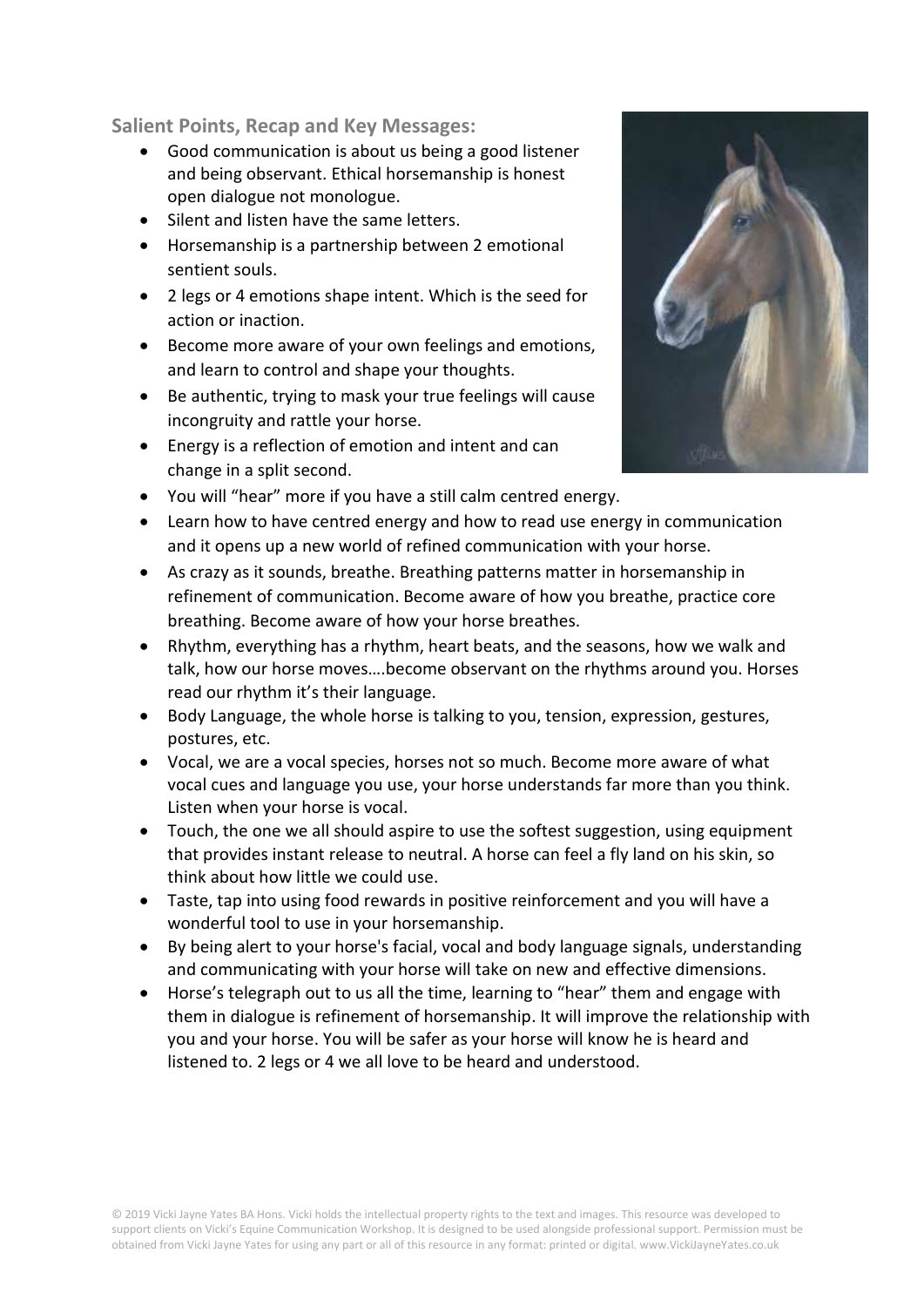### Salient Points, Recap and Key Messages:

- Good communication is about us being a good listener and being observant. Ethical horsemanship is honest open dialogue not monologue.
- Silent and listen have the same letters.
- Horsemanship is a partnership between 2 emotional sentient souls.
- 2 legs or 4 emotions shape intent. Which is the seed for action or inaction.
- Become more aware of your own feelings and emotions, and learn to control and shape your thoughts.
- Be authentic, trying to mask your true feelings will cause incongruity and rattle your horse.
- Energy is a reflection of emotion and intent and can change in a split second.
- You will "hear" more if you have a still calm centred energy.
- Learn how to have centred energy and how to read use energy in communication and it opens up a new world of refined communication with your horse.
- As crazy as it sounds, breathe. Breathing patterns matter in horsemanship in refinement of communication. Become aware of how you breathe, practice core breathing. Become aware of how your horse breathes.
- Rhythm, everything has a rhythm, heart beats, and the seasons, how we walk and talk, how our horse moves….become observant on the rhythms around you. Horses read our rhythm it's their language.
- Body Language, the whole horse is talking to you, tension, expression, gestures, postures, etc.
- Vocal, we are a vocal species, horses not so much. Become more aware of what vocal cues and language you use, your horse understands far more than you think. Listen when your horse is vocal.
- Touch, the one we all should aspire to use the softest suggestion, using equipment that provides instant release to neutral. A horse can feel a fly land on his skin, so think about how little we could use.
- Taste, tap into using food rewards in positive reinforcement and you will have a wonderful tool to use in your horsemanship.
- By being alert to your horse's facial, vocal and body language signals, understanding and communicating with your horse will take on new and effective dimensions.
- Horse's telegraph out to us all the time, learning to "hear" them and engage with them in dialogue is refinement of horsemanship. It will improve the relationship with you and your horse. You will be safer as your horse will know he is heard and listened to. 2 legs or 4 we all love to be heard and understood.

© 2019 Vicki Jayne Yates BA Hons. Vicki holds the intellectual property rights to the text and images. This resource was developed to support clients on Vicki's Equine Communication Workshop. It is designed to be used alongside professional support. Permission must be obtained from Vicki Jayne Yates for using any part or all of this resource in any format: printed or digital. www.VickiJayneYates.co.uk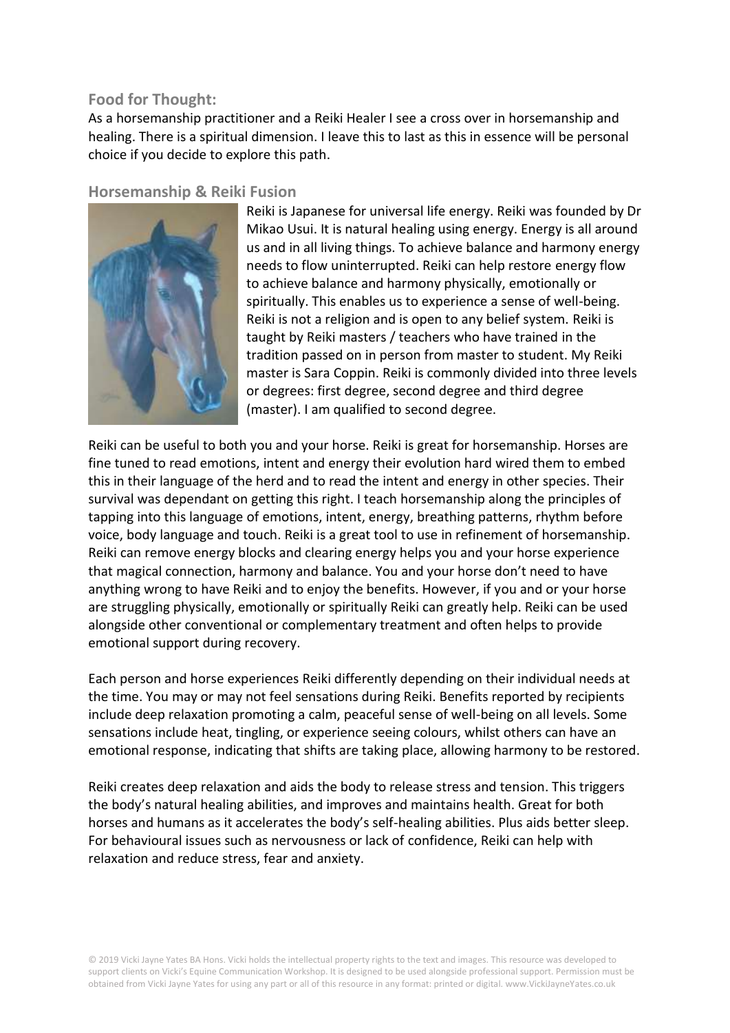## Food for Thought:

As a horsemanship practitioner and a Reiki Healer I see a cross over in horsemanship and healing. There is a spiritual dimension. I leave this to last as this in essence will be personal choice if you decide to explore this path.

## Horsemanship & Reiki Fusion

Reiki is Japanese for universal life energy. Reiki was founded by Dr Mikao Usui. It is natural healing using energy. Energy is all around us and in all living things. To achieve balance and harmony energy needs to flow uninterrupted. Reiki can help restore energy flow to achieve balance and harmony physically, emotionally or spiritually. This enables us to experience a sense of well-being. Reiki is not a religion and is open to any belief system. Reiki is taught by Reiki masters / teachers who have trained in the tradition passed on in person from master to student. My Reiki master is Sara Coppin. Reiki is commonly divided into three levels or degrees: first degree, second degree and third degree (master). I am qualified to second degree.

Reiki can be useful to both you and your horse. Reiki is great for horsemanship. Horses are fine tuned to read emotions, intent and energy their evolution hard wired them to embed this in their language of the herd and to read the intent and energy in other species. Their survival was dependant on getting this right. I teach horsemanship along the principles of tapping into this language of emotions, intent, energy, breathing patterns, rhythm before voice, body language and touch. Reiki is a great tool to use in refinement of horsemanship. Reiki can remove energy blocks and clearing energy helps you and your horse experience that magical connection, harmony and balance. You and your horse don't need to have anything wrong to have Reiki and to enjoy the benefits. However, if you and or your horse are struggling physically, emotionally or spiritually Reiki can greatly help. Reiki can be used alongside other conventional or complementary treatment and often helps to provide emotional support during recovery.

Each person and horse experiences Reiki differently depending on their individual needs at the time. You may or may not feel sensations during Reiki. Benefits reported by recipients include deep relaxation promoting a calm, peaceful sense of well-being on all levels. Some sensations include heat, tingling, or experience seeing colours, whilst others can have an emotional response, indicating that shifts are taking place, allowing harmony to be restored.

Reiki creates deep relaxation and aids the body to release stress and tension. This triggers the body's natural healing abilities, and improves and maintains health. Great for both horses and humans as it accelerates the body's self-healing abilities. Plus aids better sleep. For behavioural issues such as nervousness or lack of confidence, Reiki can help with relaxation and reduce stress, fear and anxiety.

© 2019 Vicki Jayne Yates BA Hons. Vicki holds the intellectual property rights to the text and images. This resource was developed to support clients on Vicki's Equine Communication Workshop. It is designed to be used alongside professional support. Permission must be obtained from Vicki Jayne Yates for using any part or all of this resource in any format: printed or digital. www.VickiJayneYates.co.uk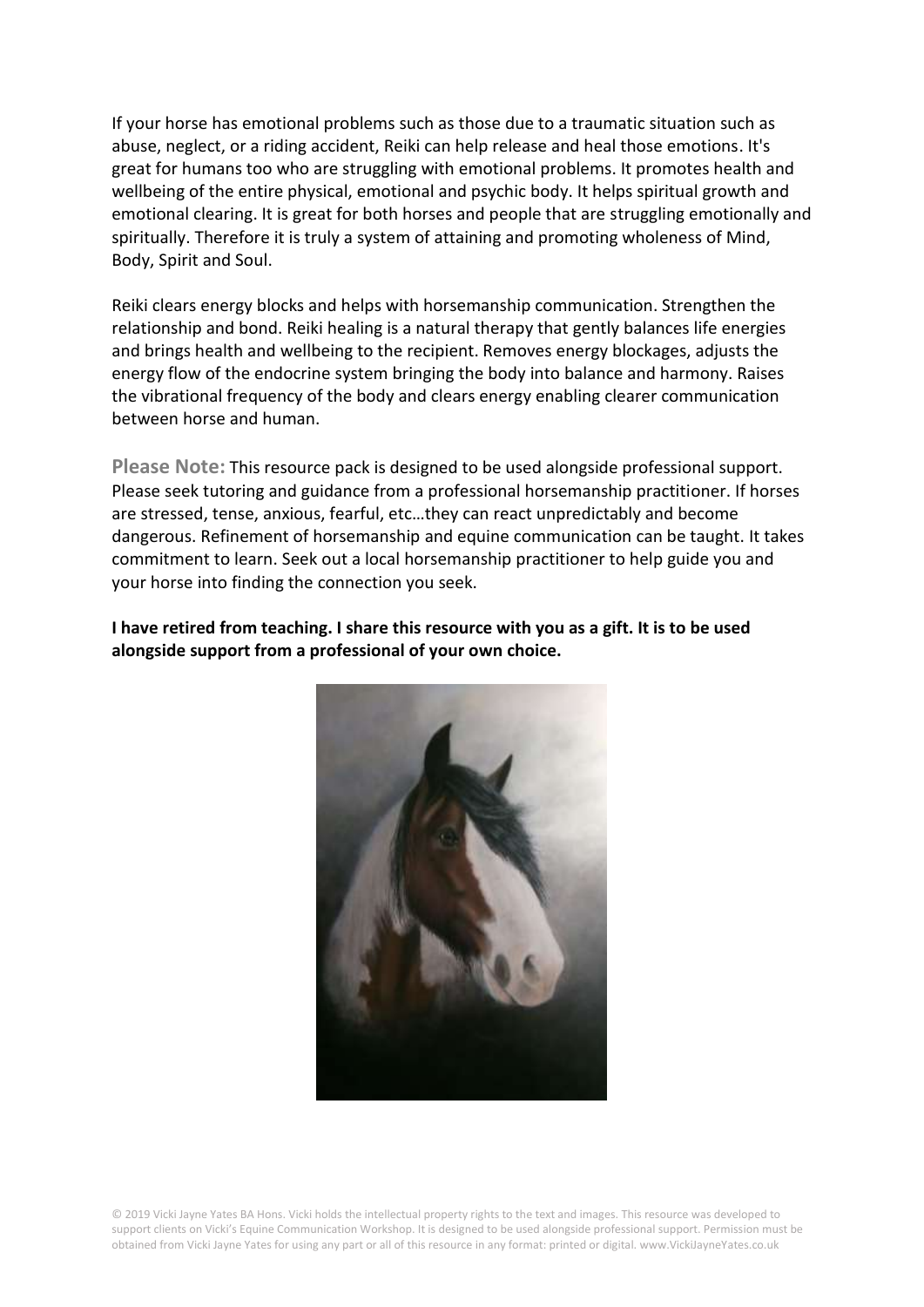If your horse has emotional problems such as those due to a traumatic situation such as abuse, neglect, or a riding accident, Reiki can help release and heal those emotions. It's great for humans too who are struggling with emotional problems. It promotes health and wellbeing of the entire physical, emotional and psychic body. It helps spiritual growth and emotional clearing. It is great for both horses and people that are struggling emotionally and spiritually. Therefore it is truly a system of attaining and promoting wholeness of Mind, Body, Spirit and Soul.

Reiki clears energy blocks and helps with horsemanship communication. Strengthen the relationship and bond. Reiki healing is a natural therapy that gently balances life energies and brings health and wellbeing to the recipient. Removes energy blockages, adjusts the energy flow of the endocrine system bringing the body into balance and harmony. Raises the vibrational frequency of the body and clears energy enabling clearer communication between horse and human.

**Please Note:** This resource pack is designed to be used alongside professional support. Please seek tutoring and guidance from a professional horsemanship practitioner. If horses are stressed, tense, anxious, fearful, etc…they can react unpredictably and become dangerous. Refinement of horsemanship and equine communication can be taught. It takes commitment to learn. Seek out a local horsemanship practitioner to help guide you and your horse into finding the connection you seek.

**I have retired from teaching. I share this resource with you as a gift. It is to be used alongside support from a professional of your own choice.**

© 2019 Vicki Jayne Yates BA Hons. Vicki holds the intellectual property rights to the text and images. This resource was developed to support clients on Vicki's Equine Communication Workshop. It is designed to be used alongside professional support. Permission must be obtained from Vicki Jayne Yates for using any part or all of this resource in any format: printed or digital. www.VickiJayneYates.co.uk